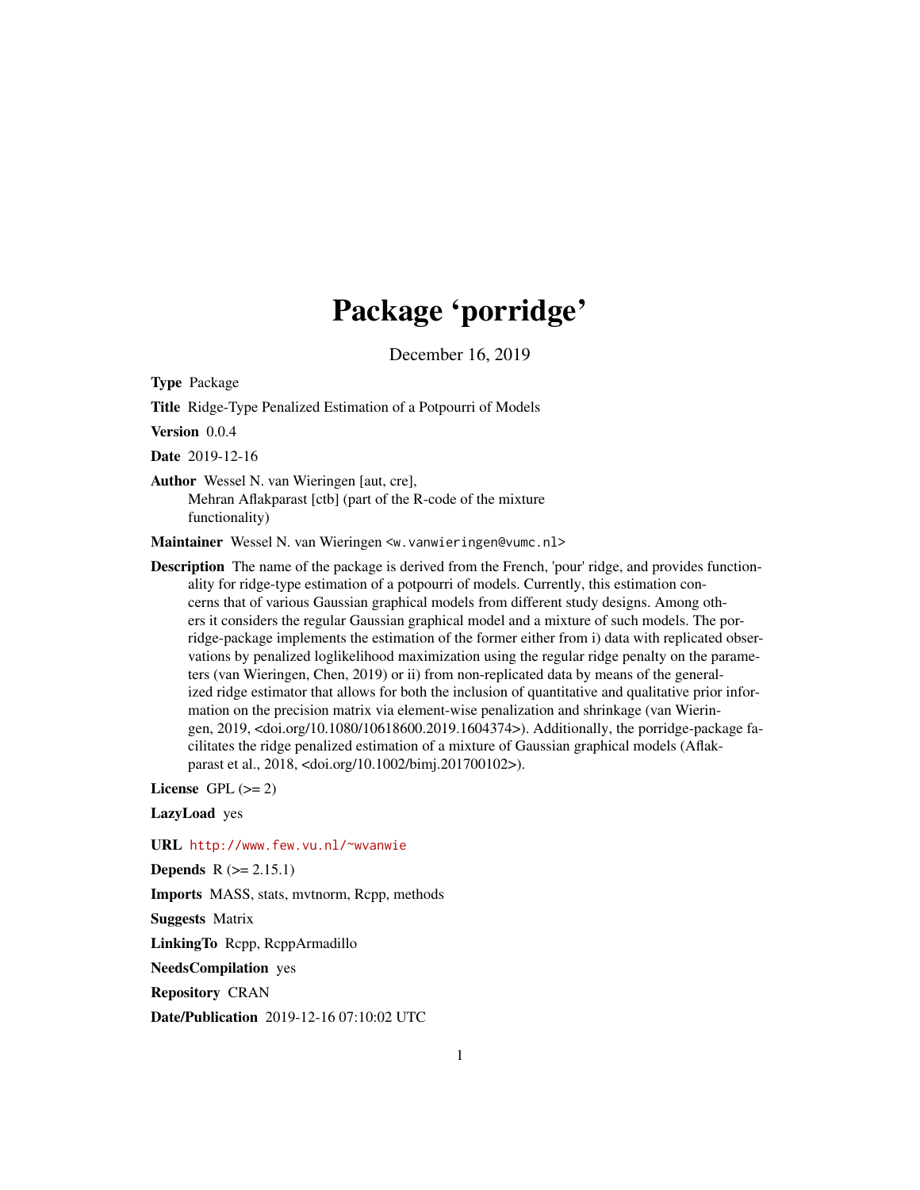# Package 'porridge'

December 16, 2019

**Type** Package

**Title** Ridge-Type Penalized Estimation of a Potpourri of Models

**Version** 0.0.4

**Date** 2019-12-16

**Author** Wessel N. van Wieringen [aut, cre],
Mehran Aflakparast [ctb] (part of the R-code of the mixture functionality)

**Maintainer** Wessel N. van Wieringen <w.vanwieringen@vumc.nl>

**Description** The name of the package is derived from the French, 'pour' ridge, and provides functionality for ridge-type estimation of a potpourri of models. Currently, this estimation concerns that of various Gaussian graphical models from different study designs. Among others it considers the regular Gaussian graphical model and a mixture of such models. The porridge-package implements the estimation of the former either from i) data with replicated observations by penalized loglikelihood maximization using the regular ridge penalty on the parameters (van Wieringen, Chen, 2019) or ii) from non-replicated data by means of the generalized ridge estimator that allows for both the inclusion of quantitative and qualitative prior information on the precision matrix via element-wise penalization and shrinkage (van Wieringen, 2019, <doi.org/10.1080/10618600.2019.1604374>). Additionally, the porridge-package facilitates the ridge penalized estimation of a mixture of Gaussian graphical models (Aflakparast et al., 2018, <doi.org/10.1002/bimj.201700102>).

**License** GPL (>= 2)

**LazyLoad** yes

**URL** http://www.few.vu.nl/~wvanwie

**Depends** R (>= 2.15.1)

**Imports** MASS, stats, mvtnorm, Rcpp, methods

**Suggests** Matrix

**LinkingTo** Rcpp, RcppArmadillo

**NeedsCompilation** yes

**Repository** CRAN

**Date/Publication** 2019-12-16 07:10:02 UTC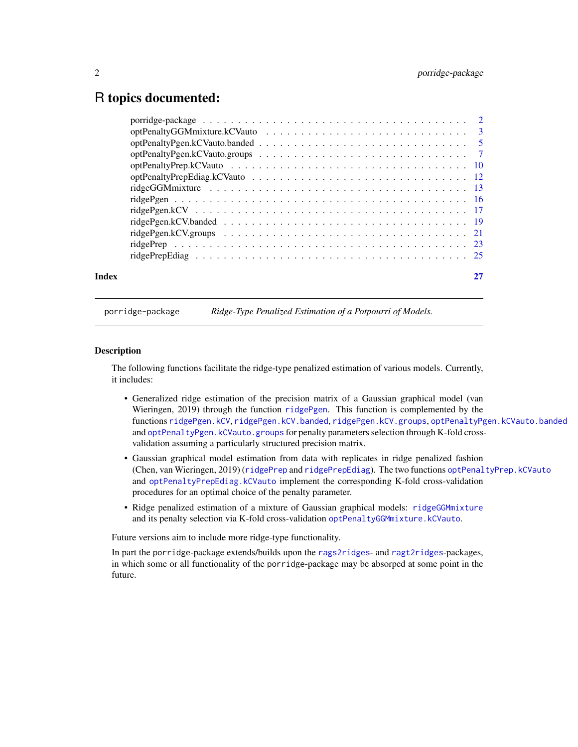# R topics documented:

porridge-package . . . . . . . . . . . . . . . . . . . . . . . . . . . . . . . . . . . . . 2
optPenaltyGGMmixture.kCVauto . . . . . . . . . . . . . . . . . . . . . . . . . . . . . 3
optPenaltyPgen.kCVauto.banded . . . . . . . . . . . . . . . . . . . . . . . . . . . . . 5
optPenaltyPgen.kCVauto.groups . . . . . . . . . . . . . . . . . . . . . . . . . . . . . 7
optPenaltyPrep.kCVauto . . . . . . . . . . . . . . . . . . . . . . . . . . . . . . . . . 10
optPenaltyPrepEdiag.kCVauto . . . . . . . . . . . . . . . . . . . . . . . . . . . . . . 12
ridgeGGMmixture . . . . . . . . . . . . . . . . . . . . . . . . . . . . . . . . . . . . . 13
ridgePgen . . . . . . . . . . . . . . . . . . . . . . . . . . . . . . . . . . . . . . . . . 16
ridgePgen.kCV . . . . . . . . . . . . . . . . . . . . . . . . . . . . . . . . . . . . . . 17
ridgePgen.kCV.banded . . . . . . . . . . . . . . . . . . . . . . . . . . . . . . . . . . 19
ridgePgen.kCV.groups . . . . . . . . . . . . . . . . . . . . . . . . . . . . . . . . . . 21
ridgePrep . . . . . . . . . . . . . . . . . . . . . . . . . . . . . . . . . . . . . . . . . 23
ridgePrepEdiag . . . . . . . . . . . . . . . . . . . . . . . . . . . . . . . . . . . . . . 25

**Index** **27**

---

`porridge-package` *Ridge-Type Penalized Estimation of a Potpourri of Models.*

---

### Description

The following functions facilitate the ridge-type penalized estimation of various models. Currently, it includes:

- Generalized ridge estimation of the precision matrix of a Gaussian graphical model (van Wieringen, 2019) through the function `ridgePgen`. This function is complemented by the functions `ridgePgen.kCV`, `ridgePgen.kCV.banded`, `ridgePgen.kCV.groups`, `optPenaltyPgen.kCVauto.banded` and `optPenaltyPgen.kCVauto.groups` for penalty parameters selection through K-fold cross-validation assuming a particularly structured precision matrix.
- Gaussian graphical model estimation from data with replicates in ridge penalized fashion (Chen, van Wieringen, 2019) (`ridgePrep` and `ridgePrepEdiag`). The two functions `optPenaltyPrep.kCVauto` and `optPenaltyPrepEdiag.kCVauto` implement the corresponding K-fold cross-validation procedures for an optimal choice of the penalty parameter.
- Ridge penalized estimation of a mixture of Gaussian graphical models: `ridgeGGMmixture` and its penalty selection via K-fold cross-validation `optPenaltyGGMmixture.kCVauto`.

Future versions aim to include more ridge-type functionality.

In part the `porridge`-package extends/builds upon the `rags2ridges`- and `ragt2ridges`-packages, in which some or all functionality of the `porridge`-package may be absorped at some point in the future.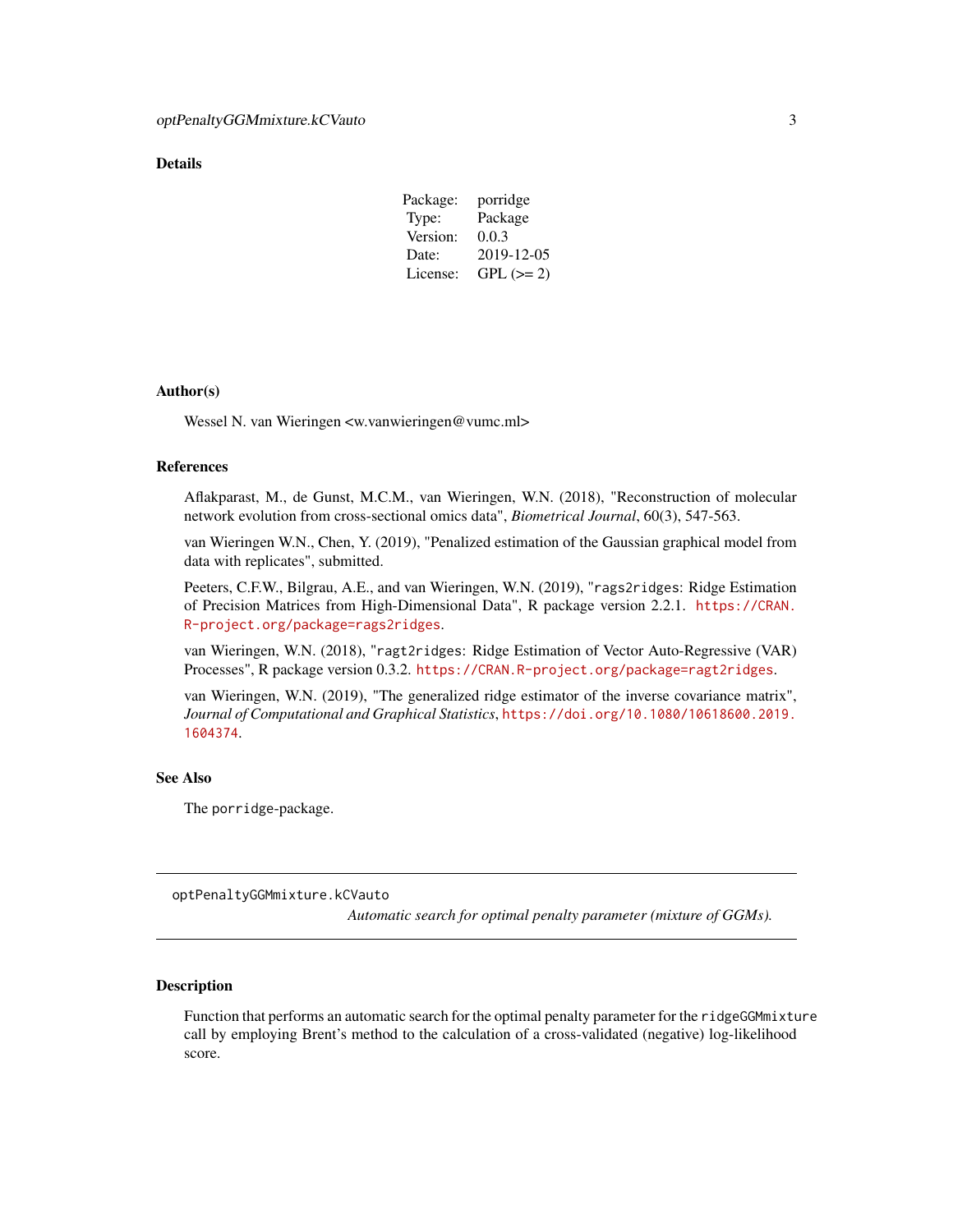## Details

| | |
|---|---|
| Package: | porridge |
| Type: | Package |
| Version: | 0.0.3 |
| Date: | 2019-12-05 |
| License: | GPL (>= 2) |

## Author(s)

Wessel N. van Wieringen <w.vanwieringen@vumc.ml>

## References

Aflakparast, M., de Gunst, M.C.M., van Wieringen, W.N. (2018), "Reconstruction of molecular network evolution from cross-sectional omics data", *Biometrical Journal*, 60(3), 547-563.

van Wieringen W.N., Chen, Y. (2019), "Penalized estimation of the Gaussian graphical model from data with replicates", submitted.

Peeters, C.F.W., Bilgrau, A.E., and van Wieringen, W.N. (2019), "rags2ridges: Ridge Estimation of Precision Matrices from High-Dimensional Data", R package version 2.2.1. https://CRAN.R-project.org/package=rags2ridges.

van Wieringen, W.N. (2018), "ragt2ridges: Ridge Estimation of Vector Auto-Regressive (VAR) Processes", R package version 0.3.2. https://CRAN.R-project.org/package=ragt2ridges.

van Wieringen, W.N. (2019), "The generalized ridge estimator of the inverse covariance matrix", *Journal of Computational and Graphical Statistics*, https://doi.org/10.1080/10618600.2019.1604374.

## See Also

The porridge-package.

---

# optPenaltyGGMmixture.kCVauto

*Automatic search for optimal penalty parameter (mixture of GGMs).*

## Description

Function that performs an automatic search for the optimal penalty parameter for the ridgeGGMmixture call by employing Brent's method to the calculation of a cross-validated (negative) log-likelihood score.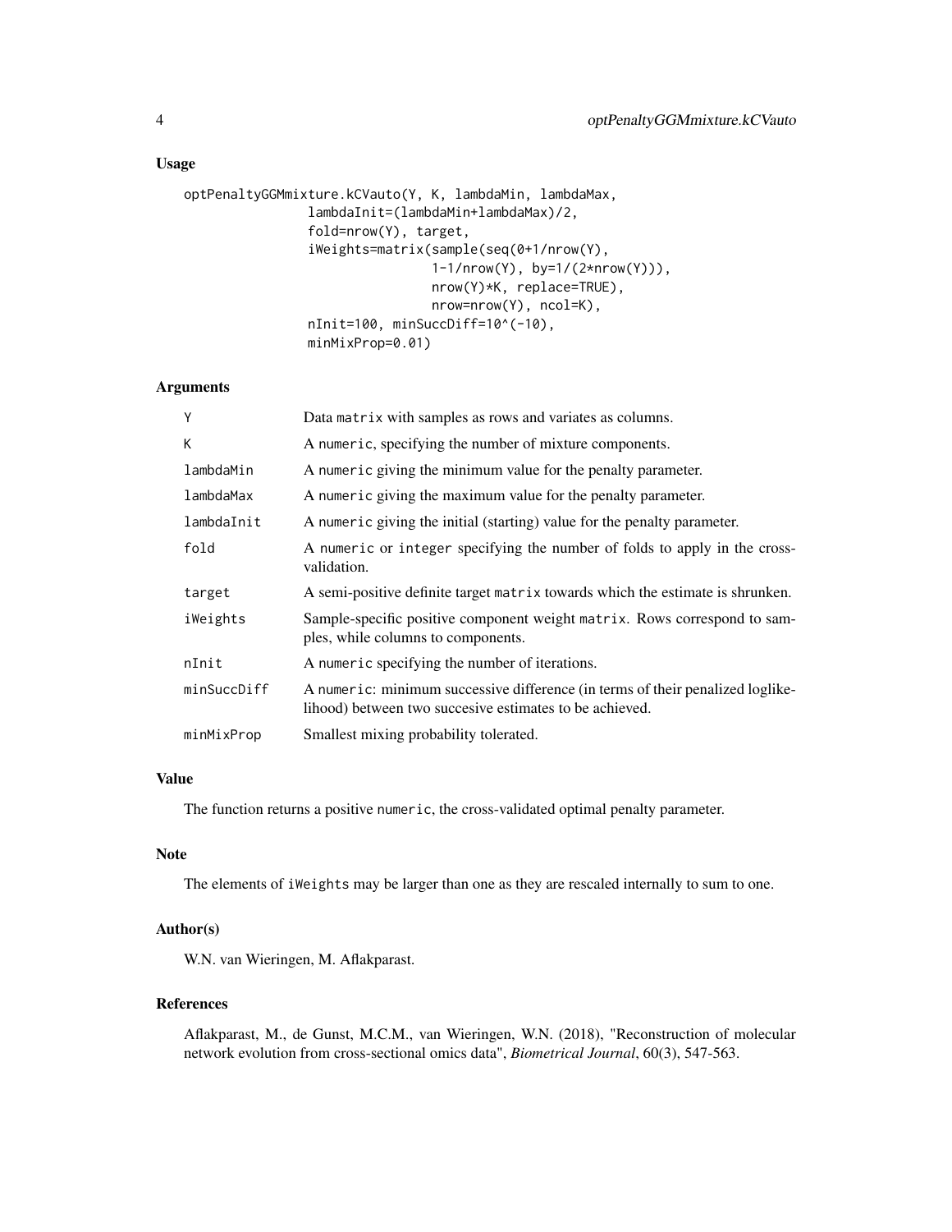### Usage

```
optPenaltyGGMmixture.kCVauto(Y, K, lambdaMin, lambdaMax,
                lambdaInit=(lambdaMin+lambdaMax)/2,
                fold=nrow(Y), target,
                iWeights=matrix(sample(seq(0+1/nrow(Y),
                              1-1/nrow(Y), by=1/(2*nrow(Y))),
                              nrow(Y)*K, replace=TRUE),
                              nrow=nrow(Y), ncol=K),
                nInit=100, minSuccDiff=10^(-10),
                minMixProp=0.01)
```

### Arguments

| | |
|---|---|
| `Y` | Data `matrix` with samples as rows and variates as columns. |
| `K` | A `numeric`, specifying the number of mixture components. |
| `lambdaMin` | A `numeric` giving the minimum value for the penalty parameter. |
| `lambdaMax` | A `numeric` giving the maximum value for the penalty parameter. |
| `lambdaInit` | A `numeric` giving the initial (starting) value for the penalty parameter. |
| `fold` | A `numeric` or `integer` specifying the number of folds to apply in the cross-validation. |
| `target` | A semi-positive definite target `matrix` towards which the estimate is shrunken. |
| `iWeights` | Sample-specific positive component weight `matrix`. Rows correspond to samples, while columns to components. |
| `nInit` | A `numeric` specifying the number of iterations. |
| `minSuccDiff` | A `numeric`: minimum successive difference (in terms of their penalized loglikelihood) between two succesive estimates to be achieved. |
| `minMixProp` | Smallest mixing probability tolerated. |

### Value

The function returns a positive `numeric`, the cross-validated optimal penalty parameter.

### Note

The elements of `iWeights` may be larger than one as they are rescaled internally to sum to one.

### Author(s)

W.N. van Wieringen, M. Aflakparast.

### References

Aflakparast, M., de Gunst, M.C.M., van Wieringen, W.N. (2018), "Reconstruction of molecular network evolution from cross-sectional omics data", *Biometrical Journal*, 60(3), 547-563.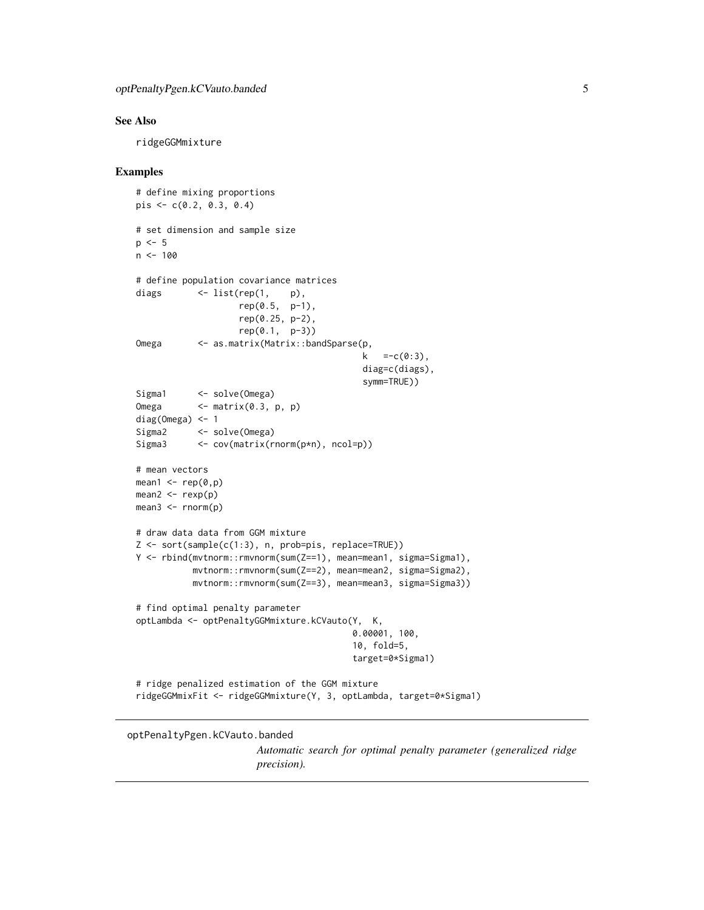## See Also

ridgeGGMmixture

## Examples

```
# define mixing proportions
pis <- c(0.2, 0.3, 0.4)

# set dimension and sample size
p <- 5
n <- 100

# define population covariance matrices
diags       <- list(rep(1,    p),
                    rep(0.5,  p-1),
                    rep(0.25, p-2),
                    rep(0.1,  p-3))
Omega       <- as.matrix(Matrix::bandSparse(p,
                                            k   =-c(0:3),
                                            diag=c(diags),
                                            symm=TRUE))
Sigma1      <- solve(Omega)
Omega       <- matrix(0.3, p, p)
diag(Omega) <- 1
Sigma2      <- solve(Omega)
Sigma3      <- cov(matrix(rnorm(p*n), ncol=p))

# mean vectors
mean1 <- rep(0,p)
mean2 <- rexp(p)
mean3 <- rnorm(p)

# draw data data from GGM mixture
Z <- sort(sample(c(1:3), n, prob=pis, replace=TRUE))
Y <- rbind(mvtnorm::rmvnorm(sum(Z==1), mean=mean1, sigma=Sigma1),
           mvtnorm::rmvnorm(sum(Z==2), mean=mean2, sigma=Sigma2),
           mvtnorm::rmvnorm(sum(Z==3), mean=mean3, sigma=Sigma3))

# find optimal penalty parameter
optLambda <- optPenaltyGGMmixture.kCVauto(Y,  K,
                                          0.00001, 100,
                                          10, fold=5,
                                          target=0*Sigma1)

# ridge penalized estimation of the GGM mixture
ridgeGGMmixFit <- ridgeGGMmixture(Y, 3, optLambda, target=0*Sigma1)
```

---

## optPenaltyPgen.kCVauto.banded

*Automatic search for optimal penalty parameter (generalized ridge precision).*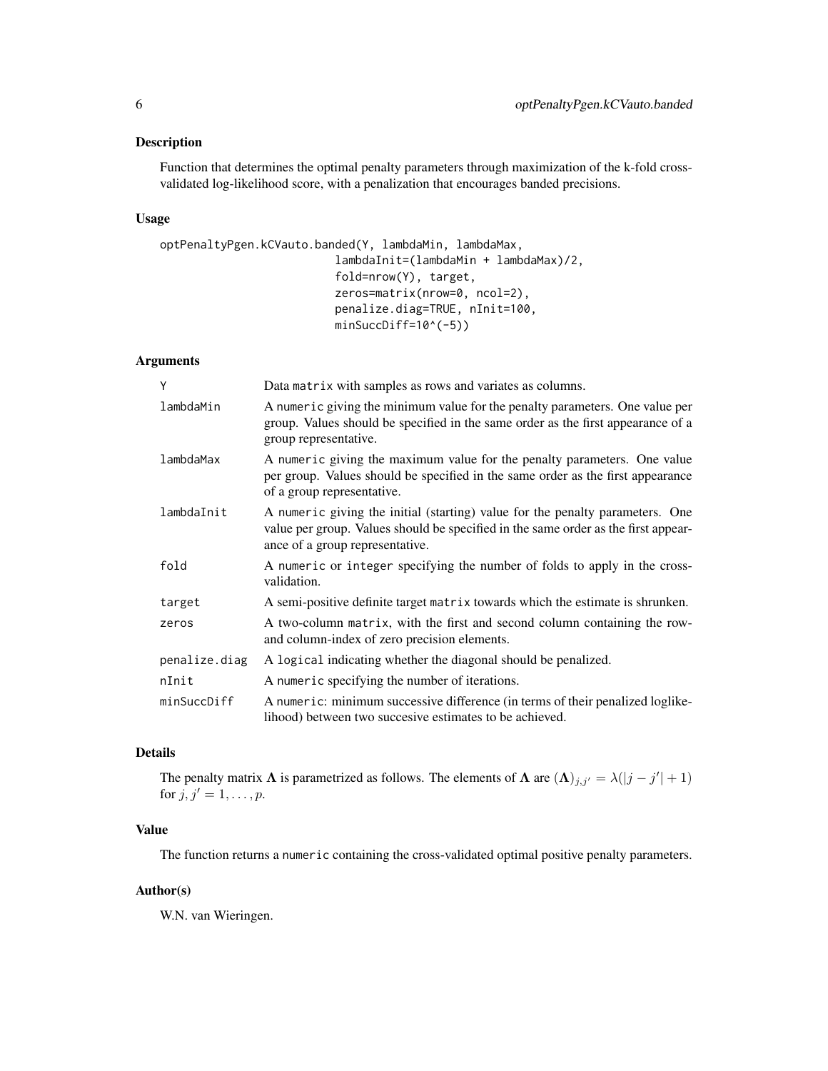## Description

Function that determines the optimal penalty parameters through maximization of the k-fold cross-validated log-likelihood score, with a penalization that encourages banded precisions.

## Usage

```
optPenaltyPgen.kCVauto.banded(Y, lambdaMin, lambdaMax,
                              lambdaInit=(lambdaMin + lambdaMax)/2,
                              fold=nrow(Y), target,
                              zeros=matrix(nrow=0, ncol=2),
                              penalize.diag=TRUE, nInit=100,
                              minSuccDiff=10^(-5))
```

## Arguments

| | |
|---|---|
| Y | Data `matrix` with samples as rows and variates as columns. |
| lambdaMin | A `numeric` giving the minimum value for the penalty parameters. One value per group. Values should be specified in the same order as the first appearance of a group representative. |
| lambdaMax | A `numeric` giving the maximum value for the penalty parameters. One value per group. Values should be specified in the same order as the first appearance of a group representative. |
| lambdaInit | A `numeric` giving the initial (starting) value for the penalty parameters. One value per group. Values should be specified in the same order as the first appearance of a group representative. |
| fold | A `numeric` or `integer` specifying the number of folds to apply in the cross-validation. |
| target | A semi-positive definite target `matrix` towards which the estimate is shrunken. |
| zeros | A two-column `matrix`, with the first and second column containing the row- and column-index of zero precision elements. |
| penalize.diag | A `logical` indicating whether the diagonal should be penalized. |
| nInit | A `numeric` specifying the number of iterations. |
| minSuccDiff | A `numeric`: minimum successive difference (in terms of their penalized loglikelihood) between two succesive estimates to be achieved. |

## Details

The penalty matrix $\mathbf{\Lambda}$ is parametrized as follows. The elements of $\mathbf{\Lambda}$ are $(\mathbf{\Lambda})_{j,j'} = \lambda(|j - j'| + 1)$ for $j, j' = 1, \ldots, p$.

## Value

The function returns a `numeric` containing the cross-validated optimal positive penalty parameters.

## Author(s)

W.N. van Wieringen.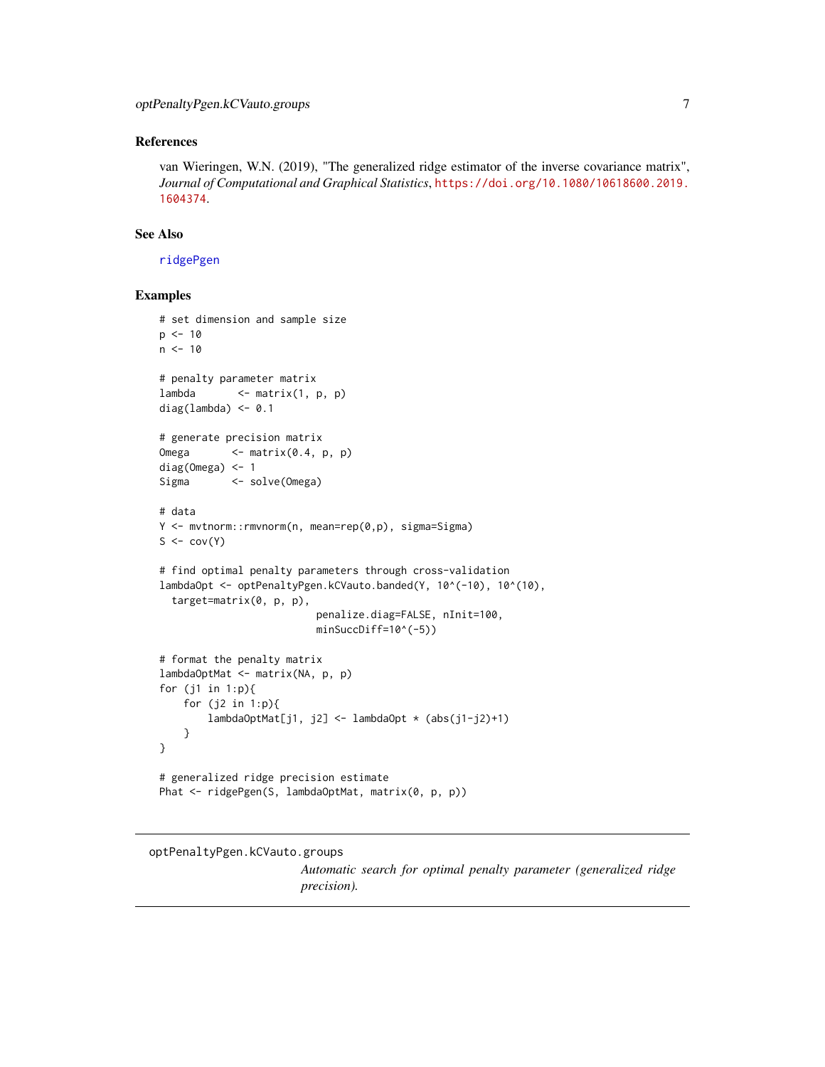## References

van Wieringen, W.N. (2019), "The generalized ridge estimator of the inverse covariance matrix", *Journal of Computational and Graphical Statistics*, https://doi.org/10.1080/10618600.2019.1604374.

## See Also

ridgePgen

## Examples

```
# set dimension and sample size
p <- 10
n <- 10

# penalty parameter matrix
lambda       <- matrix(1, p, p)
diag(lambda) <- 0.1

# generate precision matrix
Omega       <- matrix(0.4, p, p)
diag(Omega) <- 1
Sigma       <- solve(Omega)

# data
Y <- mvtnorm::rmvnorm(n, mean=rep(0,p), sigma=Sigma)
S <- cov(Y)

# find optimal penalty parameters through cross-validation
lambdaOpt <- optPenaltyPgen.kCVauto.banded(Y, 10^(-10), 10^(10),
  target=matrix(0, p, p),
                          penalize.diag=FALSE, nInit=100,
                          minSuccDiff=10^(-5))

# format the penalty matrix
lambdaOptMat <- matrix(NA, p, p)
for (j1 in 1:p){
    for (j2 in 1:p){
        lambdaOptMat[j1, j2] <- lambdaOpt * (abs(j1-j2)+1)
    }
}

# generalized ridge precision estimate
Phat <- ridgePgen(S, lambdaOptMat, matrix(0, p, p))
```

---

# optPenaltyPgen.kCVauto.groups

*Automatic search for optimal penalty parameter (generalized ridge precision).*

---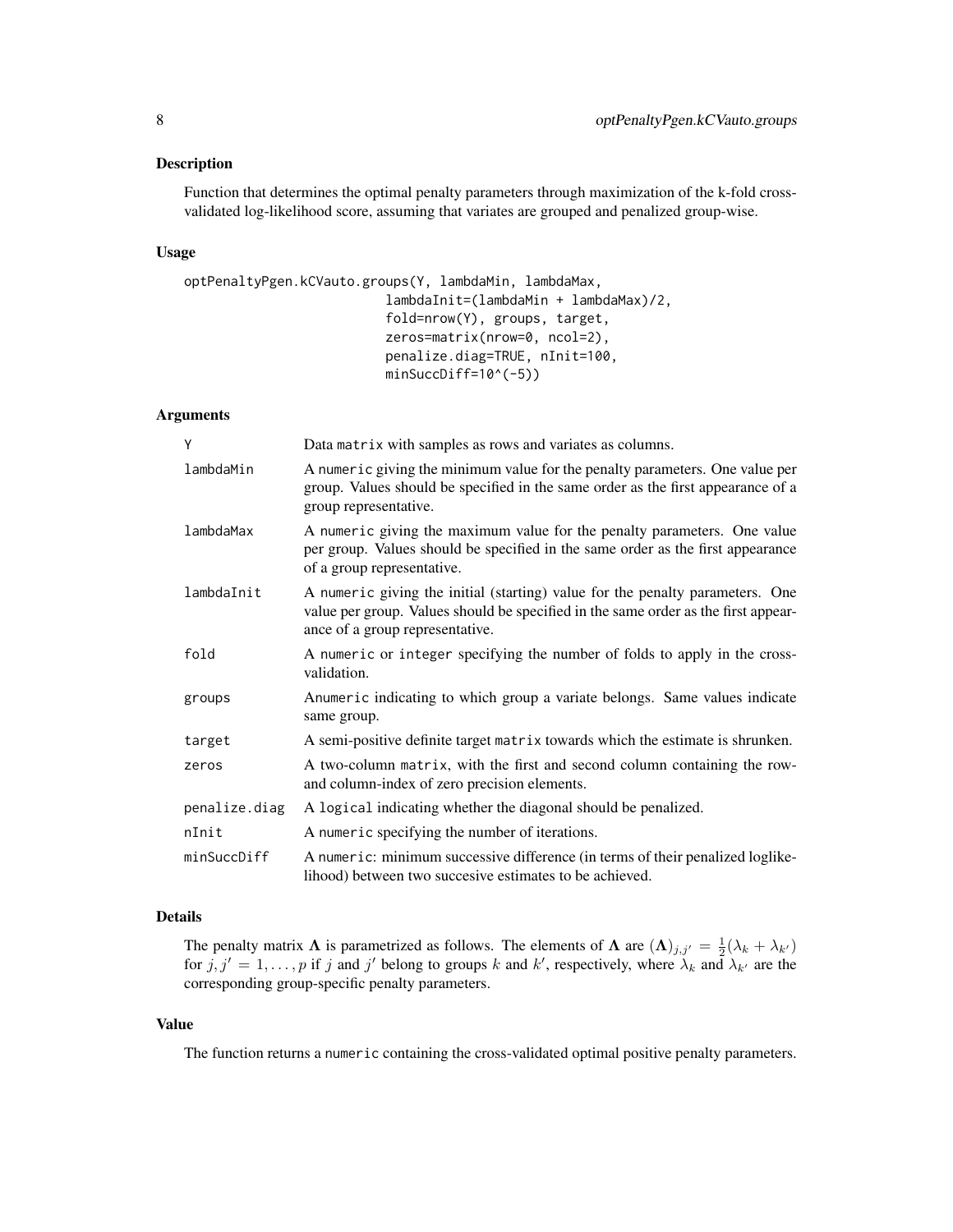## Description

Function that determines the optimal penalty parameters through maximization of the k-fold cross-validated log-likelihood score, assuming that variates are grouped and penalized group-wise.

## Usage

```
optPenaltyPgen.kCVauto.groups(Y, lambdaMin, lambdaMax,
                              lambdaInit=(lambdaMin + lambdaMax)/2,
                              fold=nrow(Y), groups, target,
                              zeros=matrix(nrow=0, ncol=2),
                              penalize.diag=TRUE, nInit=100,
                              minSuccDiff=10^(-5))
```

## Arguments

| | |
|---|---|
| `Y` | Data `matrix` with samples as rows and variates as columns. |
| `lambdaMin` | A `numeric` giving the minimum value for the penalty parameters. One value per group. Values should be specified in the same order as the first appearance of a group representative. |
| `lambdaMax` | A `numeric` giving the maximum value for the penalty parameters. One value per group. Values should be specified in the same order as the first appearance of a group representative. |
| `lambdaInit` | A `numeric` giving the initial (starting) value for the penalty parameters. One value per group. Values should be specified in the same order as the first appearance of a group representative. |
| `fold` | A `numeric` or `integer` specifying the number of folds to apply in the cross-validation. |
| `groups` | A`numeric` indicating to which group a variate belongs. Same values indicate same group. |
| `target` | A semi-positive definite target `matrix` towards which the estimate is shrunken. |
| `zeros` | A two-column `matrix`, with the first and second column containing the row- and column-index of zero precision elements. |
| `penalize.diag` | A `logical` indicating whether the diagonal should be penalized. |
| `nInit` | A `numeric` specifying the number of iterations. |
| `minSuccDiff` | A `numeric`: minimum successive difference (in terms of their penalized loglikelihood) between two succesive estimates to be achieved. |

## Details

The penalty matrix $\mathbf{\Lambda}$ is parametrized as follows. The elements of $\mathbf{\Lambda}$ are $(\mathbf{\Lambda})_{j,j'} = \frac{1}{2}(\lambda_k + \lambda_{k'})$ for $j, j' = 1, \ldots, p$ if $j$ and $j'$ belong to groups $k$ and $k'$, respectively, where $\lambda_k$ and $\lambda_{k'}$ are the corresponding group-specific penalty parameters.

## Value

The function returns a `numeric` containing the cross-validated optimal positive penalty parameters.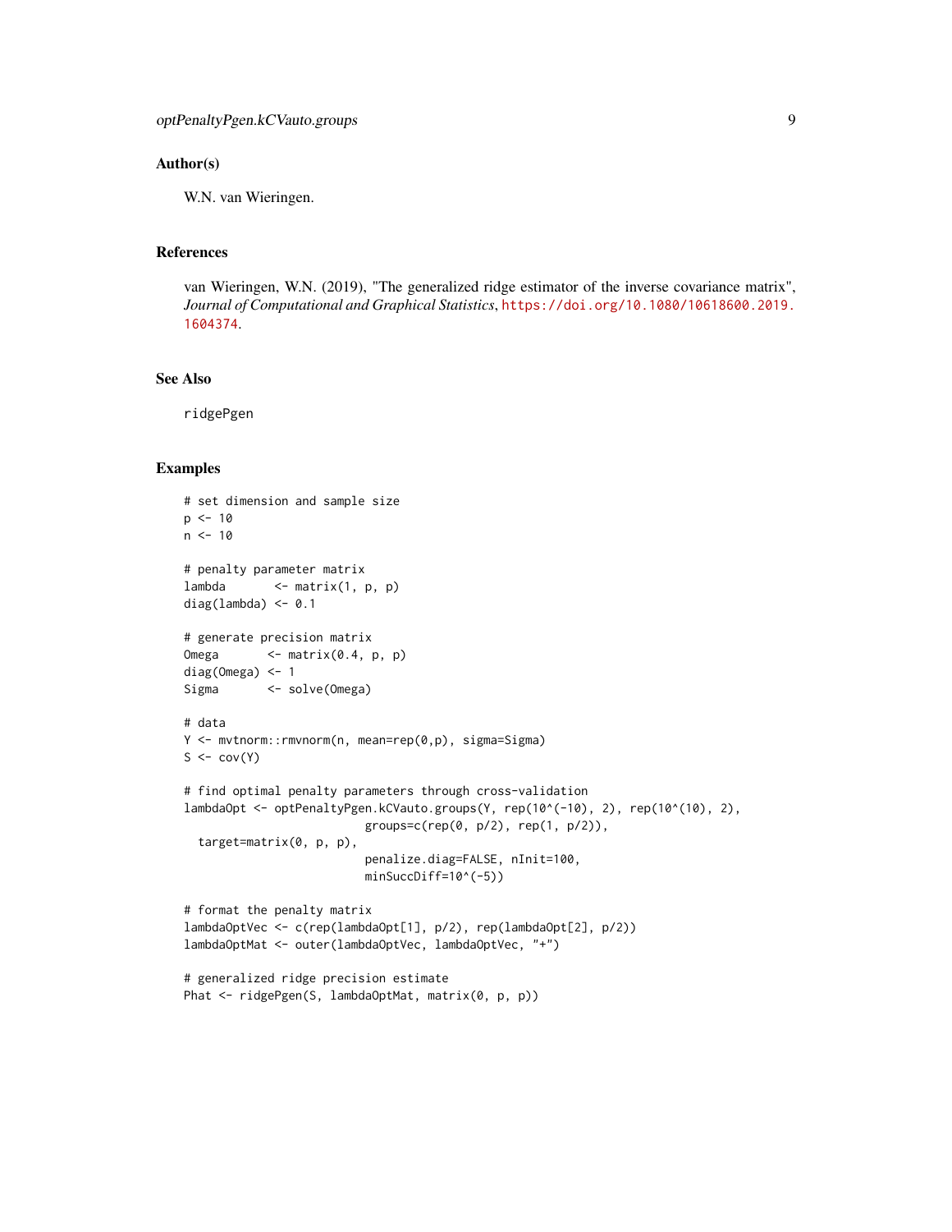## Author(s)

W.N. van Wieringen.

## References

van Wieringen, W.N. (2019), "The generalized ridge estimator of the inverse covariance matrix", *Journal of Computational and Graphical Statistics*, https://doi.org/10.1080/10618600.2019.1604374.

## See Also

ridgePgen

## Examples

```
# set dimension and sample size
p <- 10
n <- 10

# penalty parameter matrix
lambda       <- matrix(1, p, p)
diag(lambda) <- 0.1

# generate precision matrix
Omega       <- matrix(0.4, p, p)
diag(Omega) <- 1
Sigma       <- solve(Omega)

# data
Y <- mvtnorm::rmvnorm(n, mean=rep(0,p), sigma=Sigma)
S <- cov(Y)

# find optimal penalty parameters through cross-validation
lambdaOpt <- optPenaltyPgen.kCVauto.groups(Y, rep(10^(-10), 2), rep(10^(10), 2),
                          groups=c(rep(0, p/2), rep(1, p/2)),
  target=matrix(0, p, p),
                          penalize.diag=FALSE, nInit=100,
                          minSuccDiff=10^(-5))

# format the penalty matrix
lambdaOptVec <- c(rep(lambdaOpt[1], p/2), rep(lambdaOpt[2], p/2))
lambdaOptMat <- outer(lambdaOptVec, lambdaOptVec, "+")

# generalized ridge precision estimate
Phat <- ridgePgen(S, lambdaOptMat, matrix(0, p, p))
```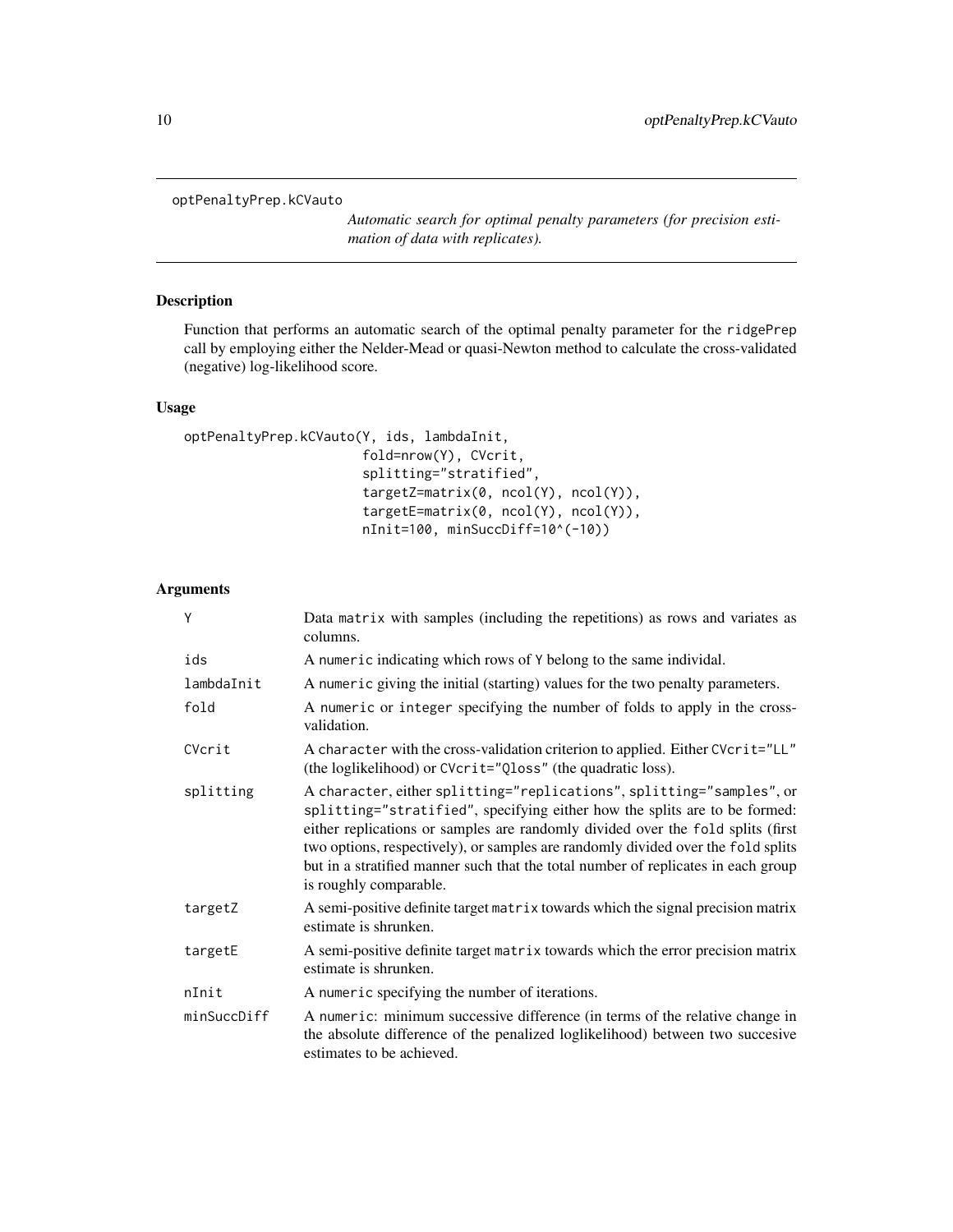optPenaltyPrep.kCVauto

*Automatic search for optimal penalty parameters (for precision estimation of data with replicates).*

## Description

Function that performs an automatic search of the optimal penalty parameter for the ridgePrep call by employing either the Nelder-Mead or quasi-Newton method to calculate the cross-validated (negative) log-likelihood score.

## Usage

```
optPenaltyPrep.kCVauto(Y, ids, lambdaInit,
                       fold=nrow(Y), CVcrit,
                       splitting="stratified",
                       targetZ=matrix(0, ncol(Y), ncol(Y)),
                       targetE=matrix(0, ncol(Y), ncol(Y)),
                       nInit=100, minSuccDiff=10^(-10))
```

## Arguments

| | |
|---|---|
| Y | Data matrix with samples (including the repetitions) as rows and variates as columns. |
| ids | A numeric indicating which rows of Y belong to the same individal. |
| lambdaInit | A numeric giving the initial (starting) values for the two penalty parameters. |
| fold | A numeric or integer specifying the number of folds to apply in the cross-validation. |
| CVcrit | A character with the cross-validation criterion to applied. Either CVcrit="LL" (the loglikelihood) or CVcrit="Qloss" (the quadratic loss). |
| splitting | A character, either splitting="replications", splitting="samples", or splitting="stratified", specifying either how the splits are to be formed: either replications or samples are randomly divided over the fold splits (first two options, respectively), or samples are randomly divided over the fold splits but in a stratified manner such that the total number of replicates in each group is roughly comparable. |
| targetZ | A semi-positive definite target matrix towards which the signal precision matrix estimate is shrunken. |
| targetE | A semi-positive definite target matrix towards which the error precision matrix estimate is shrunken. |
| nInit | A numeric specifying the number of iterations. |
| minSuccDiff | A numeric: minimum successive difference (in terms of the relative change in the absolute difference of the penalized loglikelihood) between two succesive estimates to be achieved. |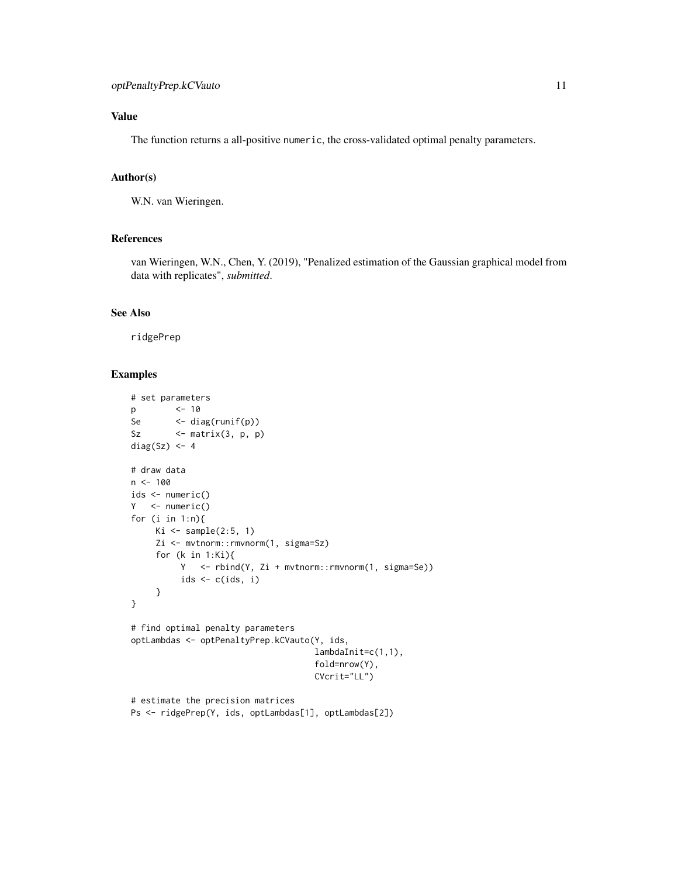## Value

The function returns a all-positive `numeric`, the cross-validated optimal penalty parameters.

## Author(s)

W.N. van Wieringen.

## References

van Wieringen, W.N., Chen, Y. (2019), "Penalized estimation of the Gaussian graphical model from data with replicates", *submitted*.

## See Also

`ridgePrep`

## Examples

```
# set parameters
p        <- 10
Se       <- diag(runif(p))
Sz       <- matrix(3, p, p)
diag(Sz) <- 4

# draw data
n <- 100
ids <- numeric()
Y   <- numeric()
for (i in 1:n){
     Ki <- sample(2:5, 1)
     Zi <- mvtnorm::rmvnorm(1, sigma=Sz)
     for (k in 1:Ki){
          Y   <- rbind(Y, Zi + mvtnorm::rmvnorm(1, sigma=Se))
          ids <- c(ids, i)
     }
}

# find optimal penalty parameters
optLambdas <- optPenaltyPrep.kCVauto(Y, ids,
                                     lambdaInit=c(1,1),
                                     fold=nrow(Y),
                                     CVcrit="LL")

# estimate the precision matrices
Ps <- ridgePrep(Y, ids, optLambdas[1], optLambdas[2])
```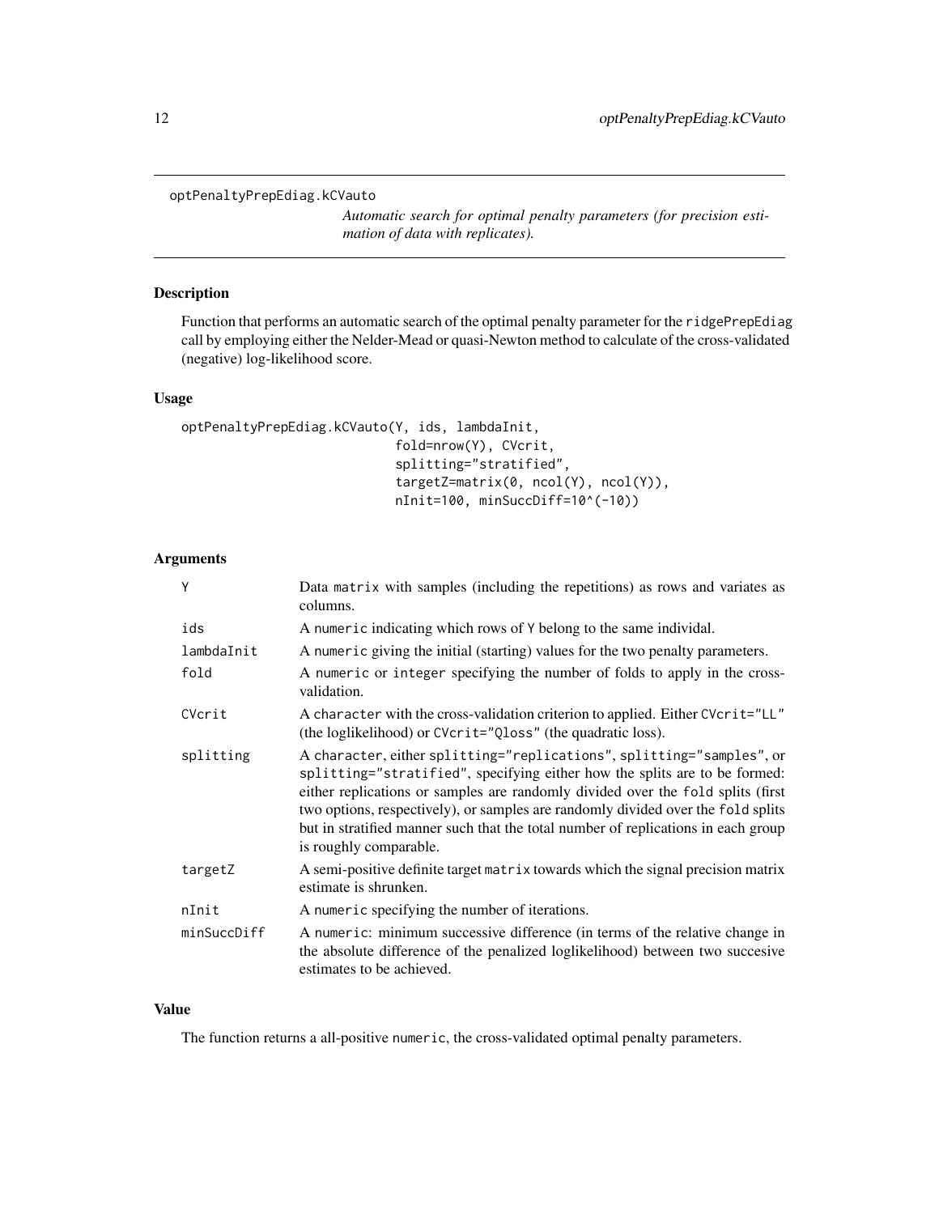optPenaltyPrepEdiag.kCVauto

*Automatic search for optimal penalty parameters (for precision estimation of data with replicates).*

### Description

Function that performs an automatic search of the optimal penalty parameter for the `ridgePrepEdiag` call by employing either the Nelder-Mead or quasi-Newton method to calculate of the cross-validated (negative) log-likelihood score.

### Usage

```
optPenaltyPrepEdiag.kCVauto(Y, ids, lambdaInit,
                            fold=nrow(Y), CVcrit,
                            splitting="stratified",
                            targetZ=matrix(0, ncol(Y), ncol(Y)),
                            nInit=100, minSuccDiff=10^(-10))
```

### Arguments

| | |
|---|---|
| `Y` | Data `matrix` with samples (including the repetitions) as rows and variates as columns. |
| `ids` | A `numeric` indicating which rows of `Y` belong to the same individal. |
| `lambdaInit` | A `numeric` giving the initial (starting) values for the two penalty parameters. |
| `fold` | A `numeric` or `integer` specifying the number of folds to apply in the cross-validation. |
| `CVcrit` | A `character` with the cross-validation criterion to applied. Either `CVcrit="LL"` (the loglikelihood) or `CVcrit="Qloss"` (the quadratic loss). |
| `splitting` | A `character`, either `splitting="replications"`, `splitting="samples"`, or `splitting="stratified"`, specifying either how the splits are to be formed: either replications or samples are randomly divided over the `fold` splits (first two options, respectively), or samples are randomly divided over the `fold` splits but in stratified manner such that the total number of replications in each group is roughly comparable. |
| `targetZ` | A semi-positive definite target `matrix` towards which the signal precision matrix estimate is shrunken. |
| `nInit` | A `numeric` specifying the number of iterations. |
| `minSuccDiff` | A `numeric`: minimum successive difference (in terms of the relative change in the absolute difference of the penalized loglikelihood) between two succesive estimates to be achieved. |

### Value

The function returns a all-positive `numeric`, the cross-validated optimal penalty parameters.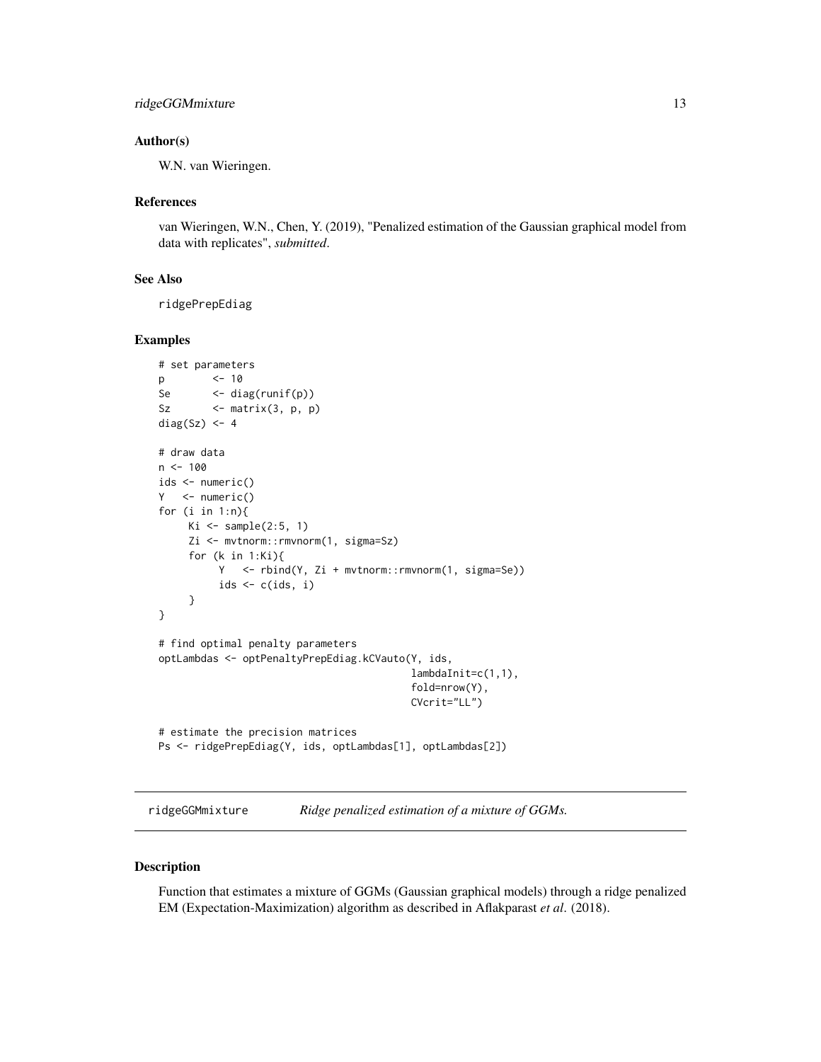### Author(s)

W.N. van Wieringen.

### References

van Wieringen, W.N., Chen, Y. (2019), "Penalized estimation of the Gaussian graphical model from data with replicates", *submitted*.

### See Also

ridgePrepEdiag

### Examples

```
# set parameters
p       <- 10
Se      <- diag(runif(p))
Sz      <- matrix(3, p, p)
diag(Sz) <- 4

# draw data
n <- 100
ids <- numeric()
Y   <- numeric()
for (i in 1:n){
     Ki <- sample(2:5, 1)
     Zi <- mvtnorm::rmvnorm(1, sigma=Sz)
     for (k in 1:Ki){
          Y   <- rbind(Y, Zi + mvtnorm::rmvnorm(1, sigma=Se))
          ids <- c(ids, i)
     }
}

# find optimal penalty parameters
optLambdas <- optPenaltyPrepEdiag.kCVauto(Y, ids,
                                          lambdaInit=c(1,1),
                                          fold=nrow(Y),
                                          CVcrit="LL")

# estimate the precision matrices
Ps <- ridgePrepEdiag(Y, ids, optLambdas[1], optLambdas[2])
```

---

## ridgeGGMmixture    *Ridge penalized estimation of a mixture of GGMs.*

---

### Description

Function that estimates a mixture of GGMs (Gaussian graphical models) through a ridge penalized EM (Expectation-Maximization) algorithm as described in Aflakparast *et al*. (2018).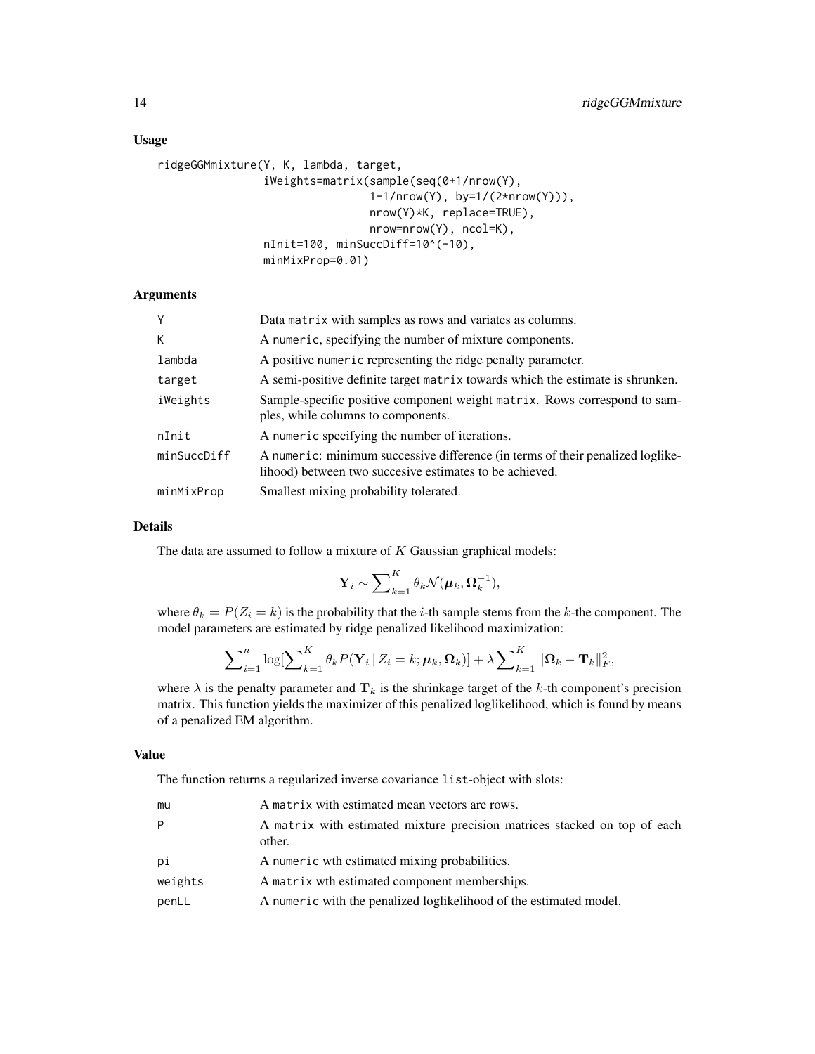### Usage

```
ridgeGGMmixture(Y, K, lambda, target,
                iWeights=matrix(sample(seq(0+1/nrow(Y),
                              1-1/nrow(Y), by=1/(2*nrow(Y))),
                              nrow(Y)*K, replace=TRUE),
                              nrow=nrow(Y), ncol=K),
                nInit=100, minSuccDiff=10^(-10),
                minMixProp=0.01)
```

### Arguments

| | |
|---|---|
| Y | Data matrix with samples as rows and variates as columns. |
| K | A numeric, specifying the number of mixture components. |
| lambda | A positive numeric representing the ridge penalty parameter. |
| target | A semi-positive definite target matrix towards which the estimate is shrunken. |
| iWeights | Sample-specific positive component weight matrix. Rows correspond to samples, while columns to components. |
| nInit | A numeric specifying the number of iterations. |
| minSuccDiff | A numeric: minimum successive difference (in terms of their penalized loglikelihood) between two succesive estimates to be achieved. |
| minMixProp | Smallest mixing probability tolerated. |

### Details

The data are assumed to follow a mixture of $K$ Gaussian graphical models:

$$\mathbf{Y}_i \sim \sum\nolimits_{k=1}^{K} \theta_k \mathcal{N}(\boldsymbol{\mu}_k, \boldsymbol{\Omega}_k^{-1}),$$

where $\theta_k = P(Z_i = k)$ is the probability that the $i$-th sample stems from the $k$-the component. The model parameters are estimated by ridge penalized likelihood maximization:

$$\sum\nolimits_{i=1}^{n} \log[\sum\nolimits_{k=1}^{K} \theta_k P(\mathbf{Y}_i \,|\, Z_i = k; \boldsymbol{\mu}_k, \boldsymbol{\Omega}_k)] + \lambda \sum\nolimits_{k=1}^{K} \|\boldsymbol{\Omega}_k - \mathbf{T}_k\|_F^2,$$

where $\lambda$ is the penalty parameter and $\mathbf{T}_k$ is the shrinkage target of the $k$-th component's precision matrix. This function yields the maximizer of this penalized loglikelihood, which is found by means of a penalized EM algorithm.

### Value

The function returns a regularized inverse covariance list-object with slots:

| | |
|---|---|
| mu | A matrix with estimated mean vectors are rows. |
| P | A matrix with estimated mixture precision matrices stacked on top of each other. |
| pi | A numeric wth estimated mixing probabilities. |
| weights | A matrix wth estimated component memberships. |
| penLL | A numeric with the penalized loglikelihood of the estimated model. |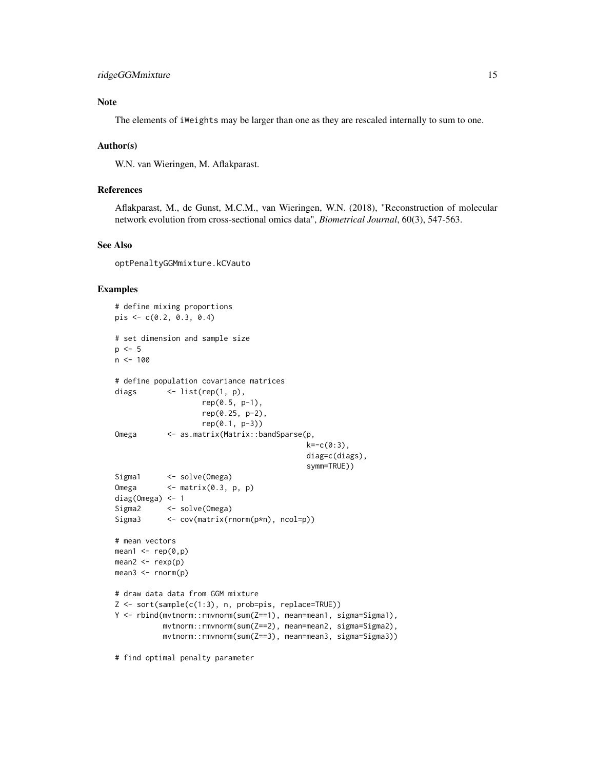## Note

The elements of iWeights may be larger than one as they are rescaled internally to sum to one.

## Author(s)

W.N. van Wieringen, M. Aflakparast.

## References

Aflakparast, M., de Gunst, M.C.M., van Wieringen, W.N. (2018), "Reconstruction of molecular network evolution from cross-sectional omics data", *Biometrical Journal*, 60(3), 547-563.

## See Also

optPenaltyGGMmixture.kCVauto

## Examples

```
# define mixing proportions
pis <- c(0.2, 0.3, 0.4)

# set dimension and sample size
p <- 5
n <- 100

# define population covariance matrices
diags       <- list(rep(1, p),
                    rep(0.5, p-1),
                    rep(0.25, p-2),
                    rep(0.1, p-3))
Omega       <- as.matrix(Matrix::bandSparse(p,
                                            k=-c(0:3),
                                            diag=c(diags),
                                            symm=TRUE))
Sigma1      <- solve(Omega)
Omega       <- matrix(0.3, p, p)
diag(Omega) <- 1
Sigma2      <- solve(Omega)
Sigma3      <- cov(matrix(rnorm(p*n), ncol=p))

# mean vectors
mean1 <- rep(0,p)
mean2 <- rexp(p)
mean3 <- rnorm(p)

# draw data data from GGM mixture
Z <- sort(sample(c(1:3), n, prob=pis, replace=TRUE))
Y <- rbind(mvtnorm::rmvnorm(sum(Z==1), mean=mean1, sigma=Sigma1),
           mvtnorm::rmvnorm(sum(Z==2), mean=mean2, sigma=Sigma2),
           mvtnorm::rmvnorm(sum(Z==3), mean=mean3, sigma=Sigma3))

# find optimal penalty parameter
```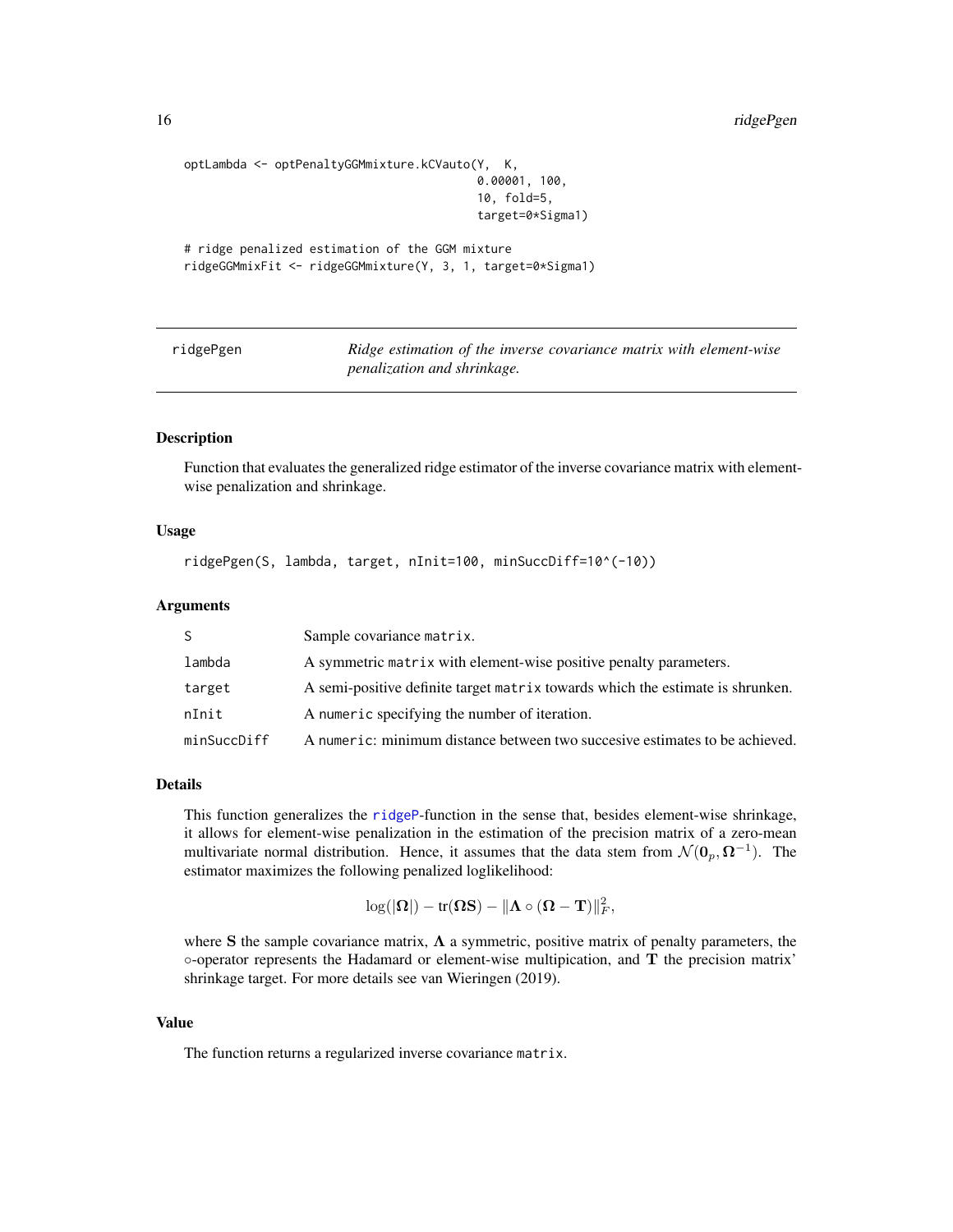```
optLambda <- optPenaltyGGMmixture.kCVauto(Y,  K,
                                          0.00001, 100,
                                          10, fold=5,
                                          target=0*Sigma1)

# ridge penalized estimation of the GGM mixture
ridgeGGMmixFit <- ridgeGGMmixture(Y, 3, 1, target=0*Sigma1)
```

---

## ridgePgen — *Ridge estimation of the inverse covariance matrix with element-wise penalization and shrinkage.*

---

### Description

Function that evaluates the generalized ridge estimator of the inverse covariance matrix with element-wise penalization and shrinkage.

### Usage

```
ridgePgen(S, lambda, target, nInit=100, minSuccDiff=10^(-10))
```

### Arguments

| | |
|---|---|
| S | Sample covariance matrix. |
| lambda | A symmetric matrix with element-wise positive penalty parameters. |
| target | A semi-positive definite target matrix towards which the estimate is shrunken. |
| nInit | A numeric specifying the number of iteration. |
| minSuccDiff | A numeric: minimum distance between two succesive estimates to be achieved. |

### Details

This function generalizes the ridgeP-function in the sense that, besides element-wise shrinkage, it allows for element-wise penalization in the estimation of the precision matrix of a zero-mean multivariate normal distribution. Hence, it assumes that the data stem from $\mathcal{N}(\mathbf{0}_p, \mathbf{\Omega}^{-1})$. The estimator maximizes the following penalized loglikelihood:

$$\log(|\mathbf{\Omega}|) - \mathrm{tr}(\mathbf{\Omega}\mathbf{S}) - \|\mathbf{\Lambda} \circ (\mathbf{\Omega} - \mathbf{T})\|_F^2,$$

where $\mathbf{S}$ the sample covariance matrix, $\mathbf{\Lambda}$ a symmetric, positive matrix of penalty parameters, the $\circ$-operator represents the Hadamard or element-wise multipication, and $\mathbf{T}$ the precision matrix' shrinkage target. For more details see van Wieringen (2019).

### Value

The function returns a regularized inverse covariance matrix.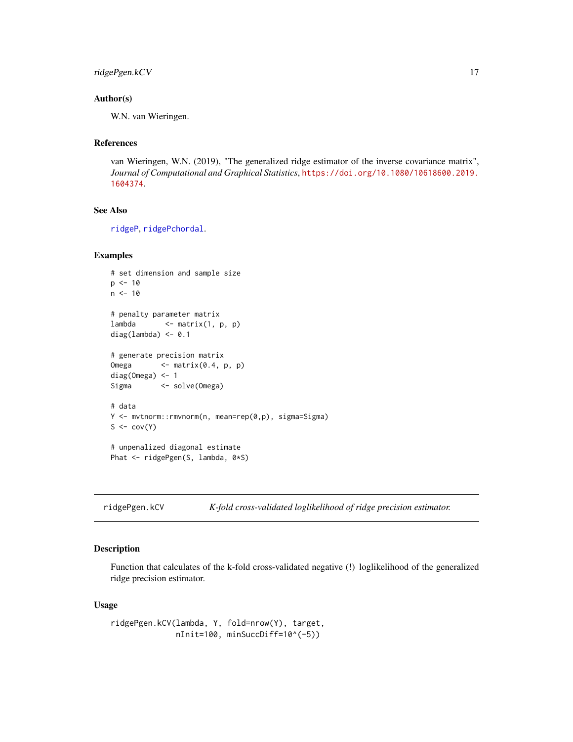### Author(s)

W.N. van Wieringen.

### References

van Wieringen, W.N. (2019), "The generalized ridge estimator of the inverse covariance matrix", *Journal of Computational and Graphical Statistics*, https://doi.org/10.1080/10618600.2019.1604374.

### See Also

ridgeP, ridgePchordal.

### Examples

```
# set dimension and sample size
p <- 10
n <- 10

# penalty parameter matrix
lambda       <- matrix(1, p, p)
diag(lambda) <- 0.1

# generate precision matrix
Omega       <- matrix(0.4, p, p)
diag(Omega) <- 1
Sigma       <- solve(Omega)

# data
Y <- mvtnorm::rmvnorm(n, mean=rep(0,p), sigma=Sigma)
S <- cov(Y)

# unpenalized diagonal estimate
Phat <- ridgePgen(S, lambda, 0*S)
```

---

## ridgePgen.kCV — *K-fold cross-validated loglikelihood of ridge precision estimator.*

### Description

Function that calculates of the k-fold cross-validated negative (!) loglikelihood of the generalized ridge precision estimator.

### Usage

```
ridgePgen.kCV(lambda, Y, fold=nrow(Y), target,
              nInit=100, minSuccDiff=10^(-5))
```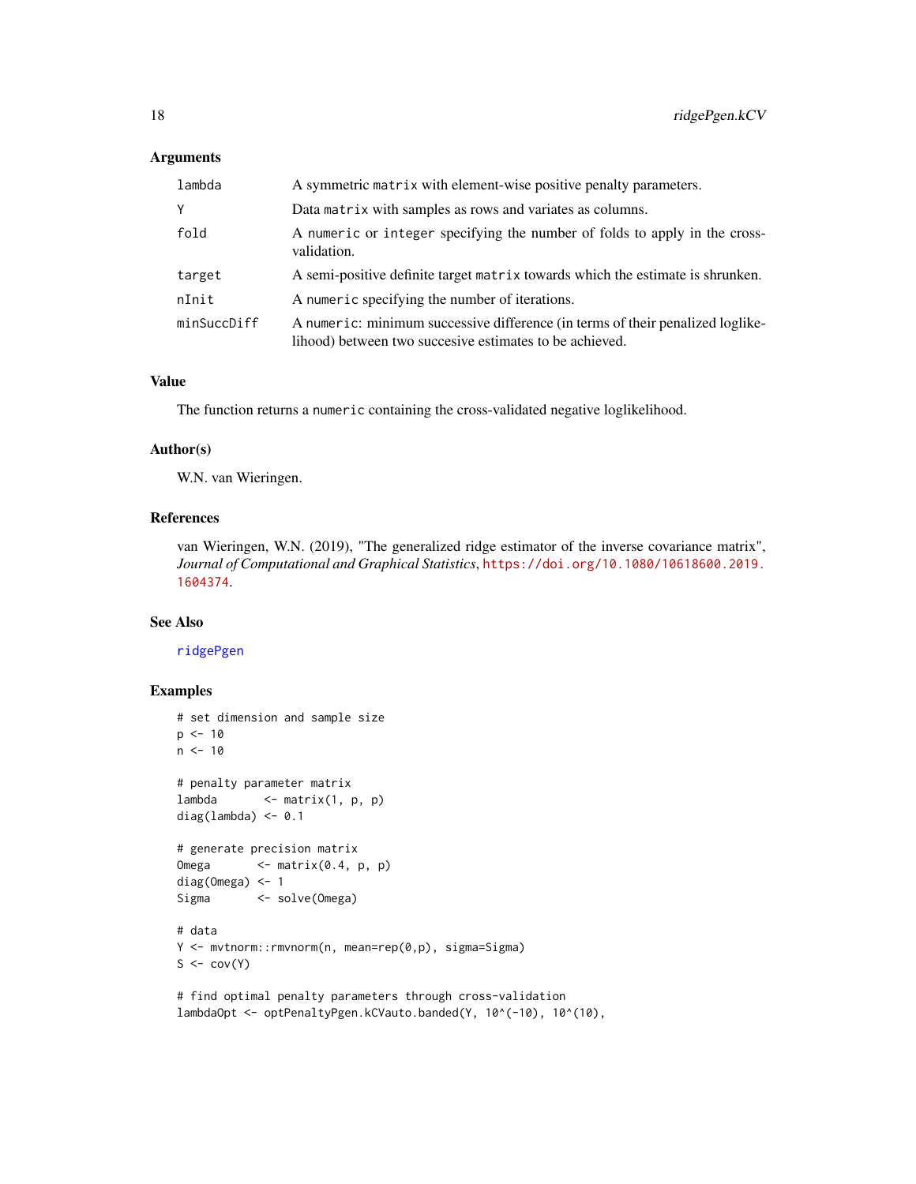### Arguments

| | |
|---|---|
| `lambda` | A symmetric `matrix` with element-wise positive penalty parameters. |
| `Y` | Data `matrix` with samples as rows and variates as columns. |
| `fold` | A `numeric` or `integer` specifying the number of folds to apply in the cross-validation. |
| `target` | A semi-positive definite target `matrix` towards which the estimate is shrunken. |
| `nInit` | A `numeric` specifying the number of iterations. |
| `minSuccDiff` | A `numeric`: minimum successive difference (in terms of their penalized loglikelihood) between two succesive estimates to be achieved. |

### Value

The function returns a `numeric` containing the cross-validated negative loglikelihood.

### Author(s)

W.N. van Wieringen.

### References

van Wieringen, W.N. (2019), "The generalized ridge estimator of the inverse covariance matrix", *Journal of Computational and Graphical Statistics*, https://doi.org/10.1080/10618600.2019.1604374.

### See Also

ridgePgen

### Examples

```
# set dimension and sample size
p <- 10
n <- 10

# penalty parameter matrix
lambda       <- matrix(1, p, p)
diag(lambda) <- 0.1

# generate precision matrix
Omega       <- matrix(0.4, p, p)
diag(Omega) <- 1
Sigma       <- solve(Omega)

# data
Y <- mvtnorm::rmvnorm(n, mean=rep(0,p), sigma=Sigma)
S <- cov(Y)

# find optimal penalty parameters through cross-validation
lambdaOpt <- optPenaltyPgen.kCVauto.banded(Y, 10^(-10), 10^(10),
```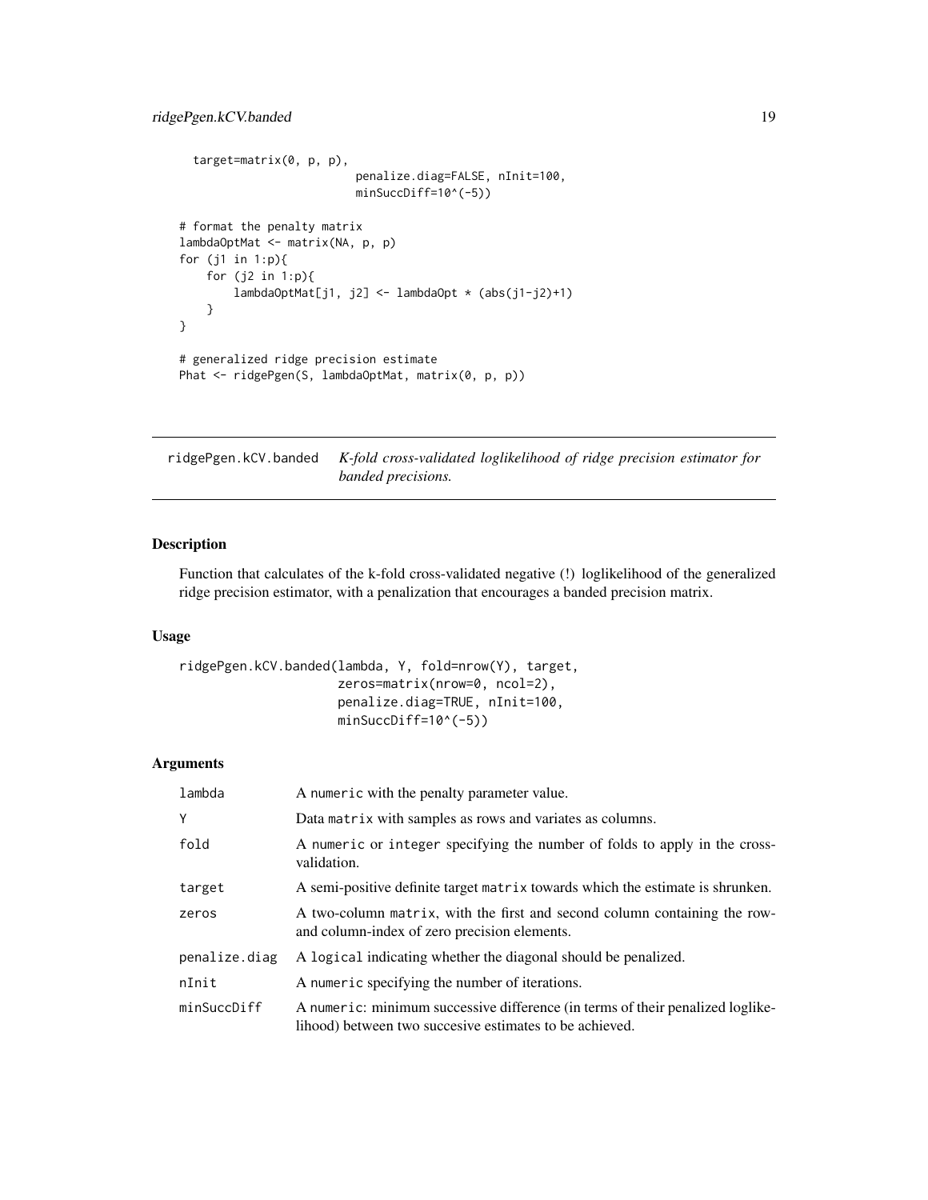```
  target=matrix(0, p, p),
                          penalize.diag=FALSE, nInit=100,
                          minSuccDiff=10^(-5))

# format the penalty matrix
lambdaOptMat <- matrix(NA, p, p)
for (j1 in 1:p){
    for (j2 in 1:p){
        lambdaOptMat[j1, j2] <- lambdaOpt * (abs(j1-j2)+1)
    }
}

# generalized ridge precision estimate
Phat <- ridgePgen(S, lambdaOptMat, matrix(0, p, p))
```

## ridgePgen.kCV.banded &nbsp;&nbsp; *K-fold cross-validated loglikelihood of ridge precision estimator for banded precisions.*

### Description

Function that calculates of the k-fold cross-validated negative (!) loglikelihood of the generalized ridge precision estimator, with a penalization that encourages a banded precision matrix.

### Usage

```
ridgePgen.kCV.banded(lambda, Y, fold=nrow(Y), target,
                     zeros=matrix(nrow=0, ncol=2),
                     penalize.diag=TRUE, nInit=100,
                     minSuccDiff=10^(-5))
```

### Arguments

| | |
|---|---|
| lambda | A numeric with the penalty parameter value. |
| Y | Data matrix with samples as rows and variates as columns. |
| fold | A numeric or integer specifying the number of folds to apply in the cross-validation. |
| target | A semi-positive definite target matrix towards which the estimate is shrunken. |
| zeros | A two-column matrix, with the first and second column containing the row- and column-index of zero precision elements. |
| penalize.diag | A logical indicating whether the diagonal should be penalized. |
| nInit | A numeric specifying the number of iterations. |
| minSuccDiff | A numeric: minimum successive difference (in terms of their penalized loglikelihood) between two succesive estimates to be achieved. |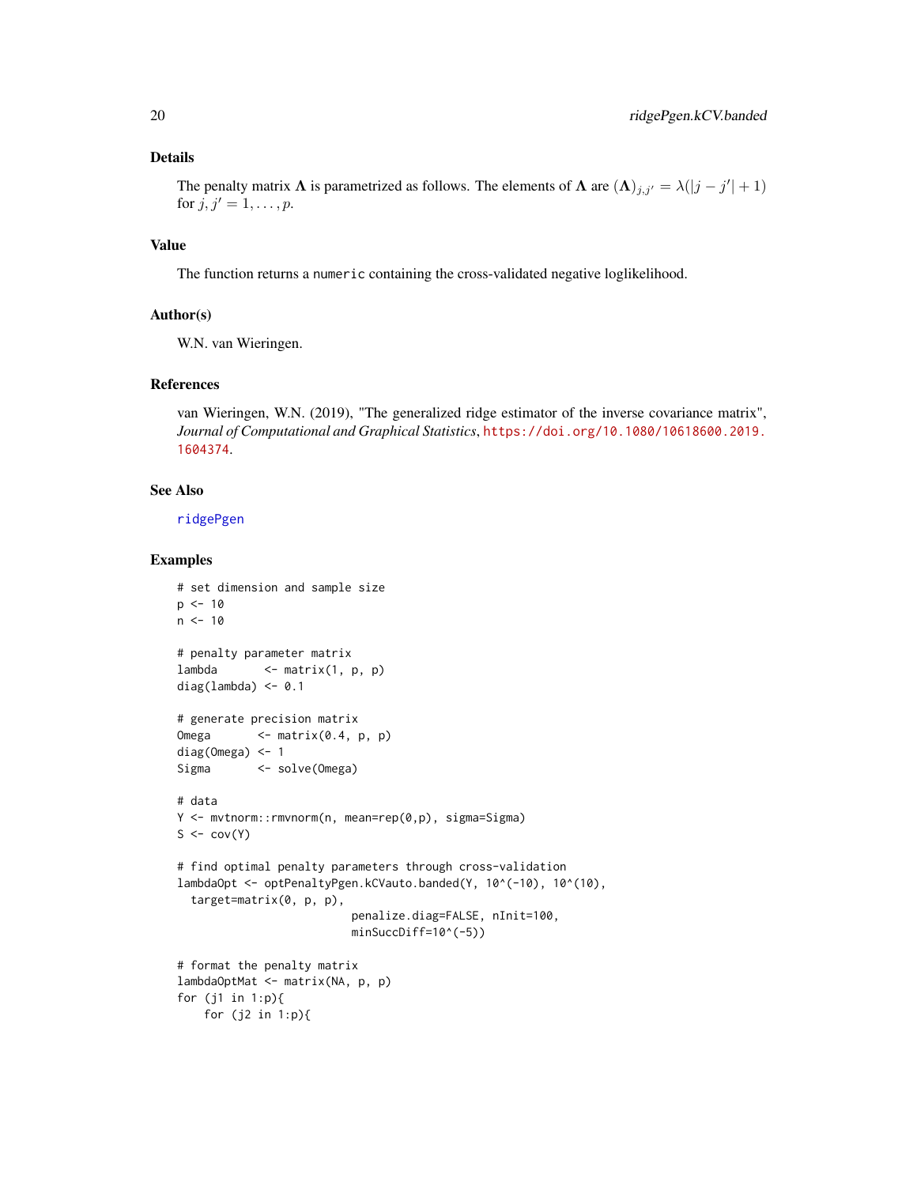## Details

The penalty matrix $\mathbf{\Lambda}$ is parametrized as follows. The elements of $\mathbf{\Lambda}$ are $(\mathbf{\Lambda})_{j,j'} = \lambda(|j - j'| + 1)$ for $j, j' = 1, \ldots, p$.

## Value

The function returns a `numeric` containing the cross-validated negative loglikelihood.

## Author(s)

W.N. van Wieringen.

## References

van Wieringen, W.N. (2019), "The generalized ridge estimator of the inverse covariance matrix", *Journal of Computational and Graphical Statistics*, https://doi.org/10.1080/10618600.2019.1604374.

## See Also

ridgePgen

## Examples

```
# set dimension and sample size
p <- 10
n <- 10

# penalty parameter matrix
lambda       <- matrix(1, p, p)
diag(lambda) <- 0.1

# generate precision matrix
Omega       <- matrix(0.4, p, p)
diag(Omega) <- 1
Sigma       <- solve(Omega)

# data
Y <- mvtnorm::rmvnorm(n, mean=rep(0,p), sigma=Sigma)
S <- cov(Y)

# find optimal penalty parameters through cross-validation
lambdaOpt <- optPenaltyPgen.kCVauto.banded(Y, 10^(-10), 10^(10),
  target=matrix(0, p, p),
                          penalize.diag=FALSE, nInit=100,
                          minSuccDiff=10^(-5))

# format the penalty matrix
lambdaOptMat <- matrix(NA, p, p)
for (j1 in 1:p){
    for (j2 in 1:p){
```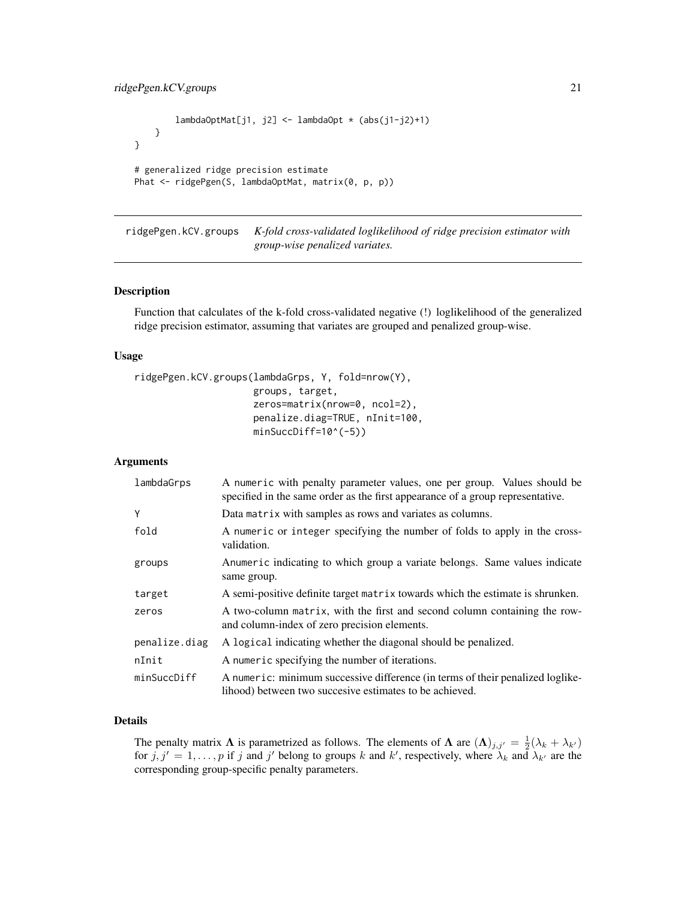```
        lambdaOptMat[j1, j2] <- lambdaOpt * (abs(j1-j2)+1)
    }
}

# generalized ridge precision estimate
Phat <- ridgePgen(S, lambdaOptMat, matrix(0, p, p))
```

---

## ridgePgen.kCV.groups    *K-fold cross-validated loglikelihood of ridge precision estimator with group-wise penalized variates.*

---

### Description

Function that calculates of the k-fold cross-validated negative (!) loglikelihood of the generalized ridge precision estimator, assuming that variates are grouped and penalized group-wise.

### Usage

```
ridgePgen.kCV.groups(lambdaGrps, Y, fold=nrow(Y),
                     groups, target,
                     zeros=matrix(nrow=0, ncol=2),
                     penalize.diag=TRUE, nInit=100,
                     minSuccDiff=10^(-5))
```

### Arguments

| | |
|---|---|
| lambdaGrps | A numeric with penalty parameter values, one per group. Values should be specified in the same order as the first appearance of a group representative. |
| Y | Data matrix with samples as rows and variates as columns. |
| fold | A numeric or integer specifying the number of folds to apply in the cross-validation. |
| groups | Anumeric indicating to which group a variate belongs. Same values indicate same group. |
| target | A semi-positive definite target matrix towards which the estimate is shrunken. |
| zeros | A two-column matrix, with the first and second column containing the row- and column-index of zero precision elements. |
| penalize.diag | A logical indicating whether the diagonal should be penalized. |
| nInit | A numeric specifying the number of iterations. |
| minSuccDiff | A numeric: minimum successive difference (in terms of their penalized loglikelihood) between two succesive estimates to be achieved. |

### Details

The penalty matrix $\mathbf{\Lambda}$ is parametrized as follows. The elements of $\mathbf{\Lambda}$ are $(\mathbf{\Lambda})_{j,j'} = \frac{1}{2}(\lambda_k + \lambda_{k'})$ for $j, j' = 1, \ldots, p$ if $j$ and $j'$ belong to groups $k$ and $k'$, respectively, where $\lambda_k$ and $\lambda_{k'}$ are the corresponding group-specific penalty parameters.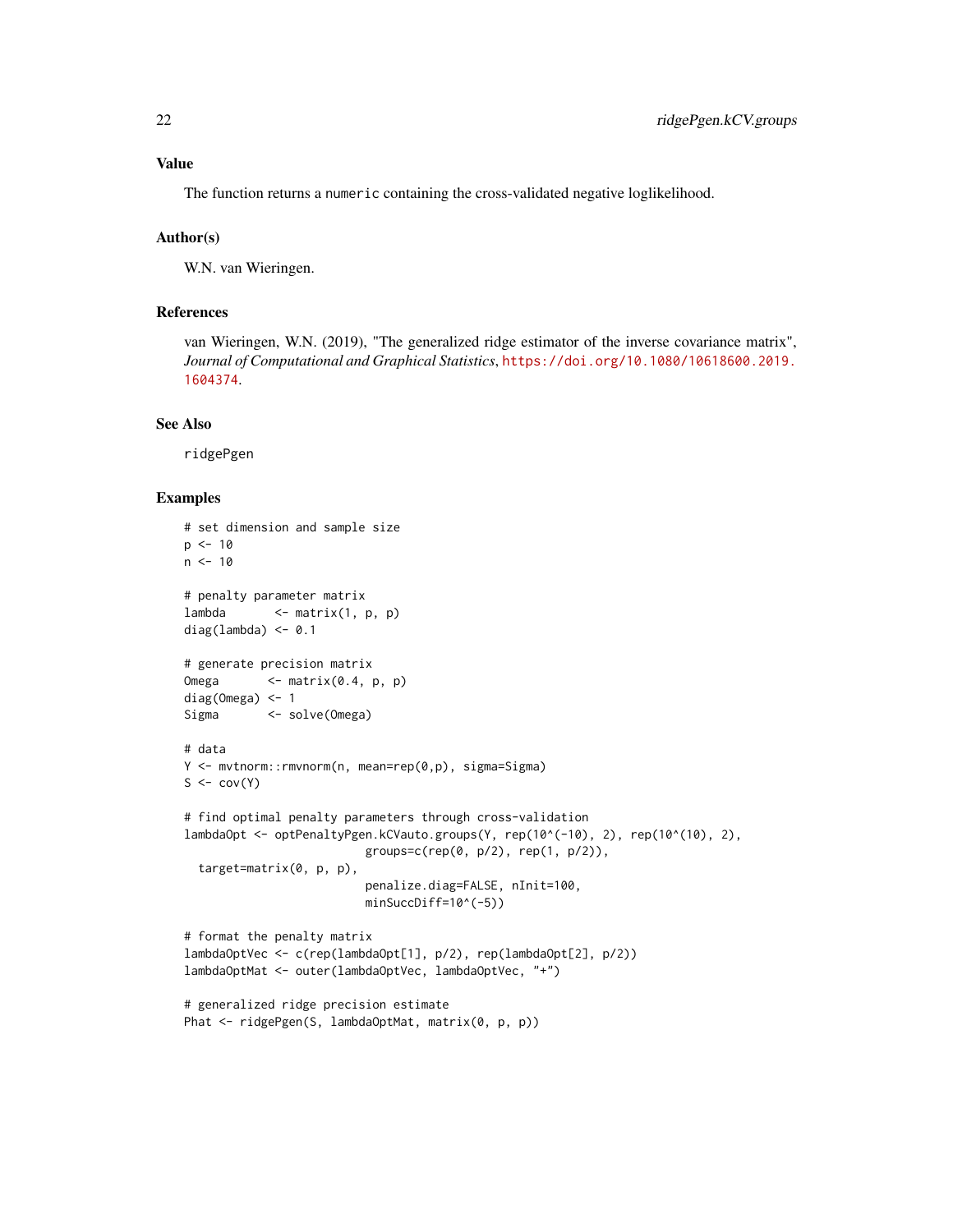### Value

The function returns a `numeric` containing the cross-validated negative loglikelihood.

### Author(s)

W.N. van Wieringen.

### References

van Wieringen, W.N. (2019), "The generalized ridge estimator of the inverse covariance matrix", *Journal of Computational and Graphical Statistics*, https://doi.org/10.1080/10618600.2019.1604374.

### See Also

ridgePgen

### Examples

```
# set dimension and sample size
p <- 10
n <- 10

# penalty parameter matrix
lambda       <- matrix(1, p, p)
diag(lambda) <- 0.1

# generate precision matrix
Omega       <- matrix(0.4, p, p)
diag(Omega) <- 1
Sigma       <- solve(Omega)

# data
Y <- mvtnorm::rmvnorm(n, mean=rep(0,p), sigma=Sigma)
S <- cov(Y)

# find optimal penalty parameters through cross-validation
lambdaOpt <- optPenaltyPgen.kCVauto.groups(Y, rep(10^(-10), 2), rep(10^(10), 2),
                          groups=c(rep(0, p/2), rep(1, p/2)),
  target=matrix(0, p, p),
                          penalize.diag=FALSE, nInit=100,
                          minSuccDiff=10^(-5))

# format the penalty matrix
lambdaOptVec <- c(rep(lambdaOpt[1], p/2), rep(lambdaOpt[2], p/2))
lambdaOptMat <- outer(lambdaOptVec, lambdaOptVec, "+")

# generalized ridge precision estimate
Phat <- ridgePgen(S, lambdaOptMat, matrix(0, p, p))
```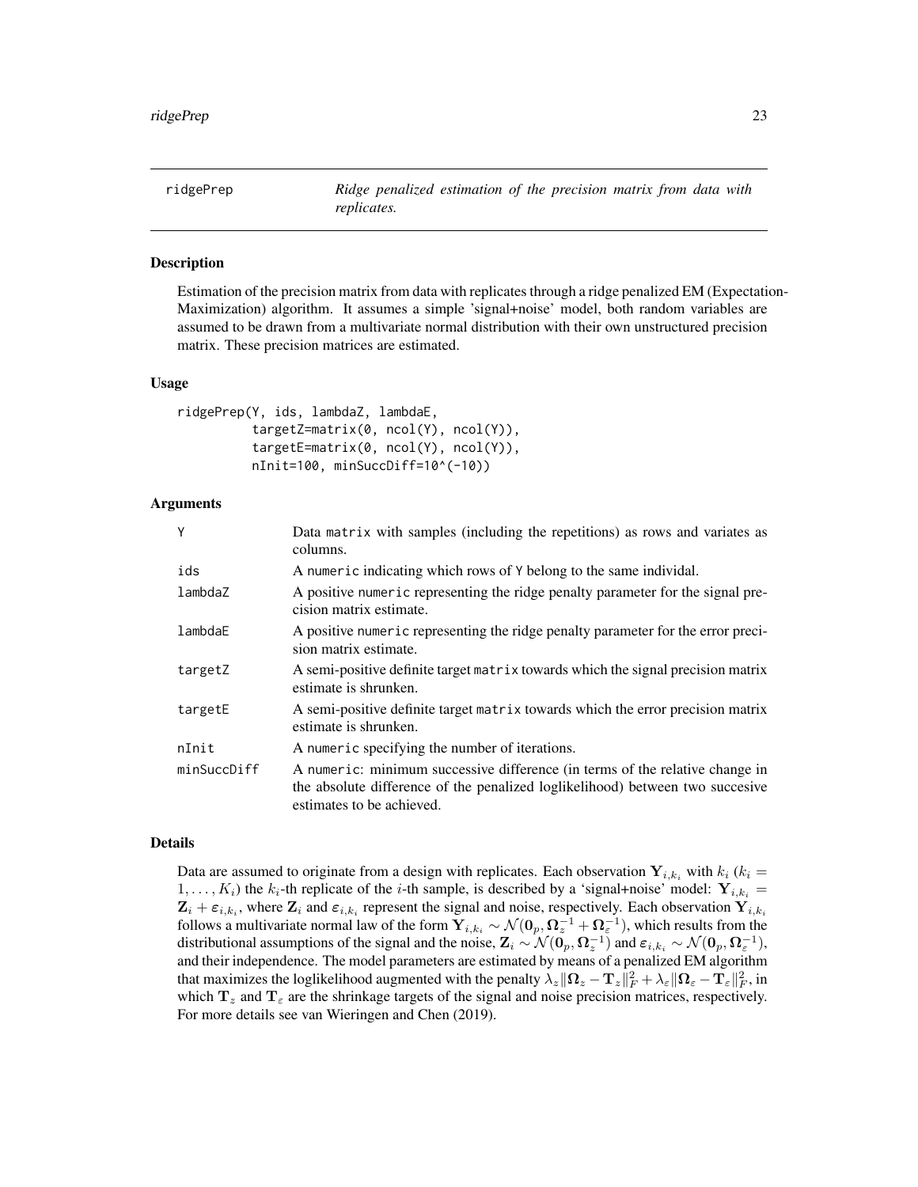ridgePrep *Ridge penalized estimation of the precision matrix from data with replicates.*

## Description

Estimation of the precision matrix from data with replicates through a ridge penalized EM (Expectation-Maximization) algorithm. It assumes a simple 'signal+noise' model, both random variables are assumed to be drawn from a multivariate normal distribution with their own unstructured precision matrix. These precision matrices are estimated.

## Usage

```
ridgePrep(Y, ids, lambdaZ, lambdaE,
          targetZ=matrix(0, ncol(Y), ncol(Y)),
          targetE=matrix(0, ncol(Y), ncol(Y)),
          nInit=100, minSuccDiff=10^(-10))
```

## Arguments

| | |
|---|---|
| Y | Data matrix with samples (including the repetitions) as rows and variates as columns. |
| ids | A numeric indicating which rows of Y belong to the same individal. |
| lambdaZ | A positive numeric representing the ridge penalty parameter for the signal precision matrix estimate. |
| lambdaE | A positive numeric representing the ridge penalty parameter for the error precision matrix estimate. |
| targetZ | A semi-positive definite target matrix towards which the signal precision matrix estimate is shrunken. |
| targetE | A semi-positive definite target matrix towards which the error precision matrix estimate is shrunken. |
| nInit | A numeric specifying the number of iterations. |
| minSuccDiff | A numeric: minimum successive difference (in terms of the relative change in the absolute difference of the penalized loglikelihood) between two succesive estimates to be achieved. |

## Details

Data are assumed to originate from a design with replicates. Each observation $\mathbf{Y}_{i,k_i}$ with $k_i$ ($k_i = 1, \ldots, K_i$) the $k_i$-th replicate of the $i$-th sample, is described by a 'signal+noise' model: $\mathbf{Y}_{i,k_i} = \mathbf{Z}_i + \varepsilon_{i,k_i}$, where $\mathbf{Z}_i$ and $\varepsilon_{i,k_i}$ represent the signal and noise, respectively. Each observation $\mathbf{Y}_{i,k_i}$ follows a multivariate normal law of the form $\mathbf{Y}_{i,k_i} \sim \mathcal{N}(\mathbf{0}_p, \mathbf{\Omega}_z^{-1} + \mathbf{\Omega}_\varepsilon^{-1})$, which results from the distributional assumptions of the signal and the noise, $\mathbf{Z}_i \sim \mathcal{N}(\mathbf{0}_p, \mathbf{\Omega}_z^{-1})$ and $\varepsilon_{i,k_i} \sim \mathcal{N}(\mathbf{0}_p, \mathbf{\Omega}_\varepsilon^{-1})$, and their independence. The model parameters are estimated by means of a penalized EM algorithm that maximizes the loglikelihood augmented with the penalty $\lambda_z \|\mathbf{\Omega}_z - \mathbf{T}_z\|_F^2 + \lambda_\varepsilon \|\mathbf{\Omega}_\varepsilon - \mathbf{T}_\varepsilon\|_F^2$, in which $\mathbf{T}_z$ and $\mathbf{T}_\varepsilon$ are the shrinkage targets of the signal and noise precision matrices, respectively. For more details see van Wieringen and Chen (2019).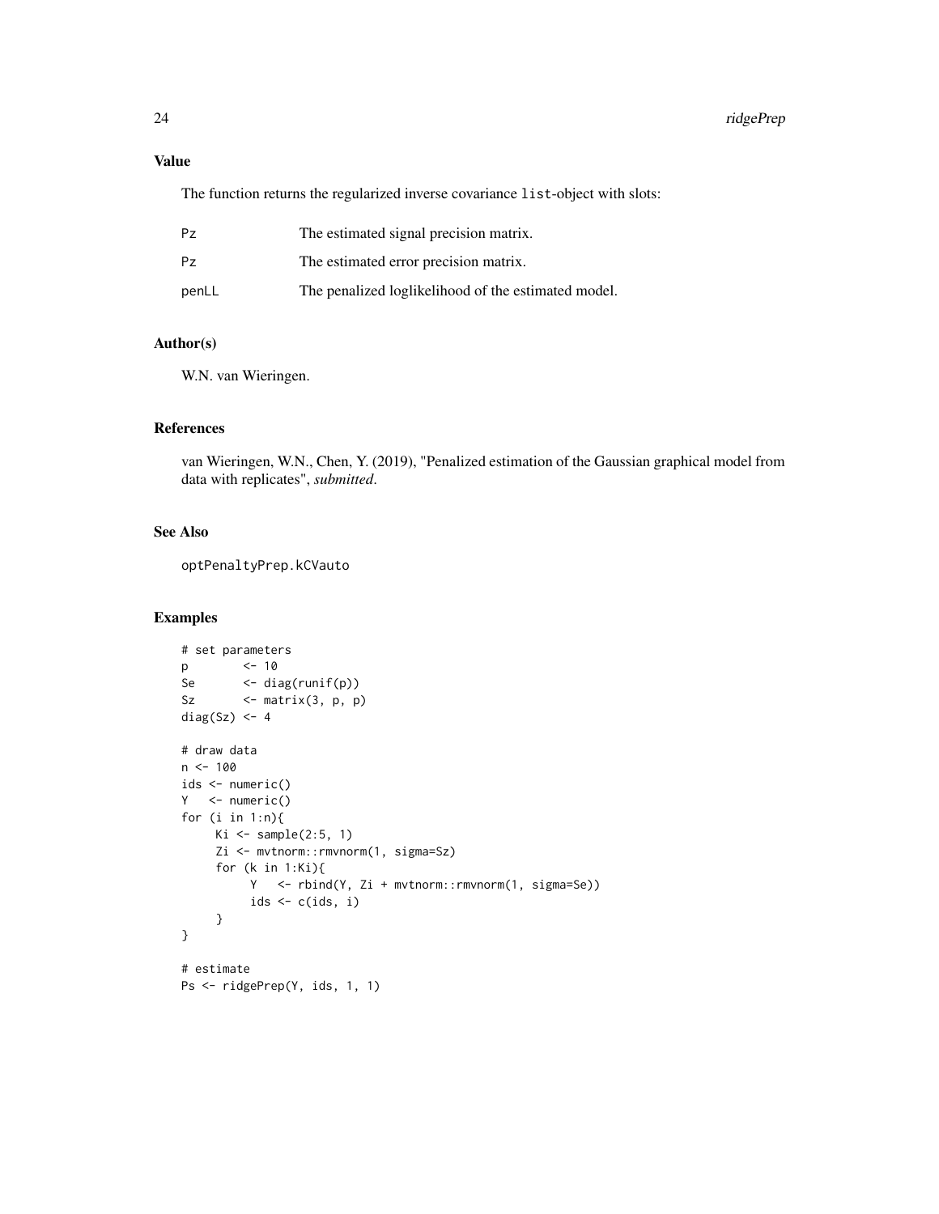## Value

The function returns the regularized inverse covariance `list`-object with slots:

| | |
|---|---|
| `Pz` | The estimated signal precision matrix. |
| `Pz` | The estimated error precision matrix. |
| `penLL` | The penalized loglikelihood of the estimated model. |

## Author(s)

W.N. van Wieringen.

## References

van Wieringen, W.N., Chen, Y. (2019), "Penalized estimation of the Gaussian graphical model from data with replicates", *submitted*.

## See Also

`optPenaltyPrep.kCVauto`

## Examples

```
# set parameters
p       <- 10
Se      <- diag(runif(p))
Sz      <- matrix(3, p, p)
diag(Sz) <- 4

# draw data
n <- 100
ids <- numeric()
Y   <- numeric()
for (i in 1:n){
     Ki <- sample(2:5, 1)
     Zi <- mvtnorm::rmvnorm(1, sigma=Sz)
     for (k in 1:Ki){
          Y   <- rbind(Y, Zi + mvtnorm::rmvnorm(1, sigma=Se))
          ids <- c(ids, i)
     }
}

# estimate
Ps <- ridgePrep(Y, ids, 1, 1)
```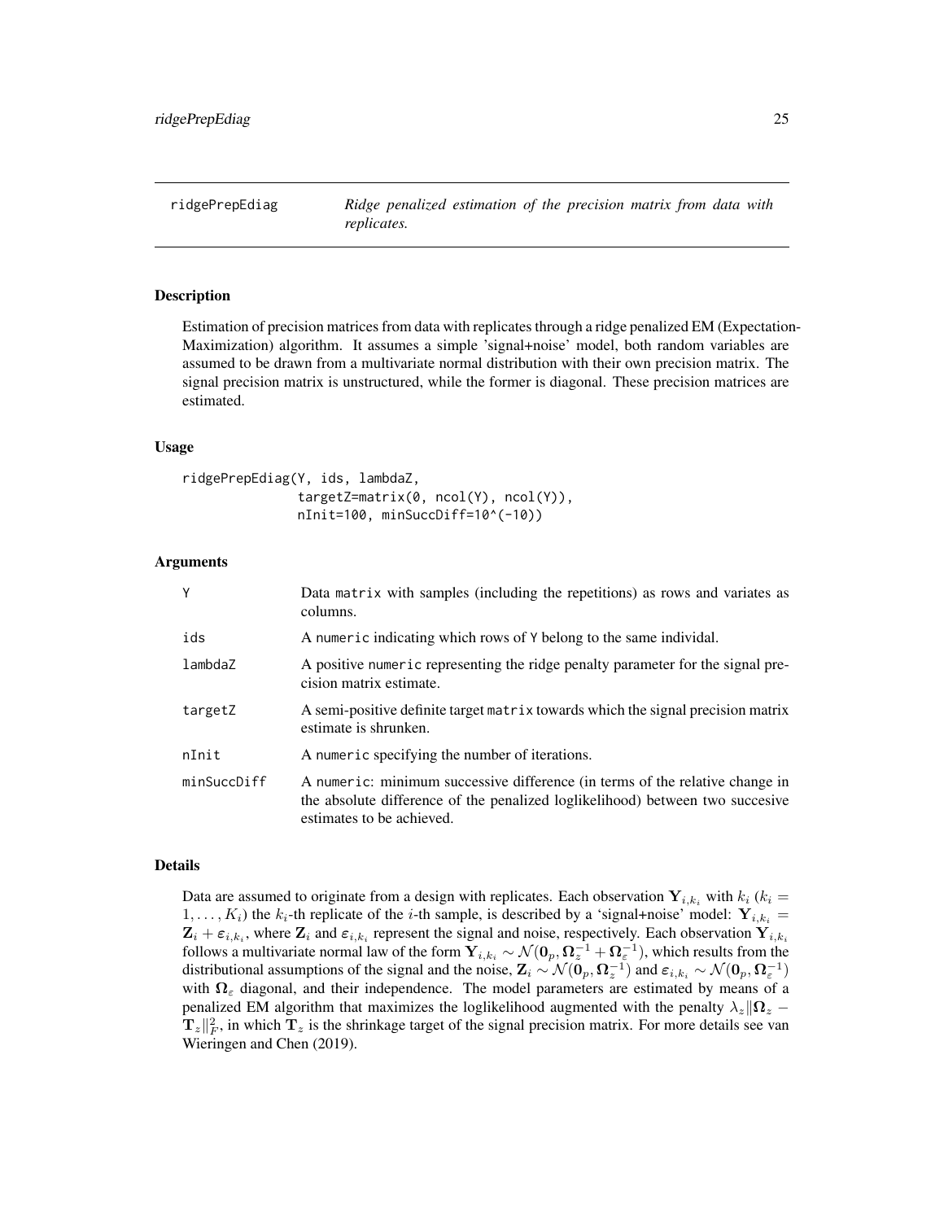# ridgePrepEdiag — *Ridge penalized estimation of the precision matrix from data with replicates.*

## Description

Estimation of precision matrices from data with replicates through a ridge penalized EM (Expectation-Maximization) algorithm. It assumes a simple 'signal+noise' model, both random variables are assumed to be drawn from a multivariate normal distribution with their own precision matrix. The signal precision matrix is unstructured, while the former is diagonal. These precision matrices are estimated.

## Usage

```
ridgePrepEdiag(Y, ids, lambdaZ,
               targetZ=matrix(0, ncol(Y), ncol(Y)),
               nInit=100, minSuccDiff=10^(-10))
```

## Arguments

| | |
|---|---|
| Y | Data matrix with samples (including the repetitions) as rows and variates as columns. |
| ids | A numeric indicating which rows of Y belong to the same individal. |
| lambdaZ | A positive numeric representing the ridge penalty parameter for the signal precision matrix estimate. |
| targetZ | A semi-positive definite target matrix towards which the signal precision matrix estimate is shrunken. |
| nInit | A numeric specifying the number of iterations. |
| minSuccDiff | A numeric: minimum successive difference (in terms of the relative change in the absolute difference of the penalized loglikelihood) between two succesive estimates to be achieved. |

## Details

Data are assumed to originate from a design with replicates. Each observation $\mathbf{Y}_{i,k_i}$ with $k_i$ ($k_i = 1, \ldots, K_i$) the $k_i$-th replicate of the $i$-th sample, is described by a 'signal+noise' model: $\mathbf{Y}_{i,k_i} = \mathbf{Z}_i + \boldsymbol{\varepsilon}_{i,k_i}$, where $\mathbf{Z}_i$ and $\boldsymbol{\varepsilon}_{i,k_i}$ represent the signal and noise, respectively. Each observation $\mathbf{Y}_{i,k_i}$ follows a multivariate normal law of the form $\mathbf{Y}_{i,k_i} \sim \mathcal{N}(\mathbf{0}_p, \boldsymbol{\Omega}_z^{-1} + \boldsymbol{\Omega}_\varepsilon^{-1})$, which results from the distributional assumptions of the signal and the noise, $\mathbf{Z}_i \sim \mathcal{N}(\mathbf{0}_p, \boldsymbol{\Omega}_z^{-1})$ and $\boldsymbol{\varepsilon}_{i,k_i} \sim \mathcal{N}(\mathbf{0}_p, \boldsymbol{\Omega}_\varepsilon^{-1})$ with $\boldsymbol{\Omega}_\varepsilon$ diagonal, and their independence. The model parameters are estimated by means of a penalized EM algorithm that maximizes the loglikelihood augmented with the penalty $\lambda_z \|\boldsymbol{\Omega}_z - \mathbf{T}_z\|_F^2$, in which $\mathbf{T}_z$ is the shrinkage target of the signal precision matrix. For more details see van Wieringen and Chen (2019).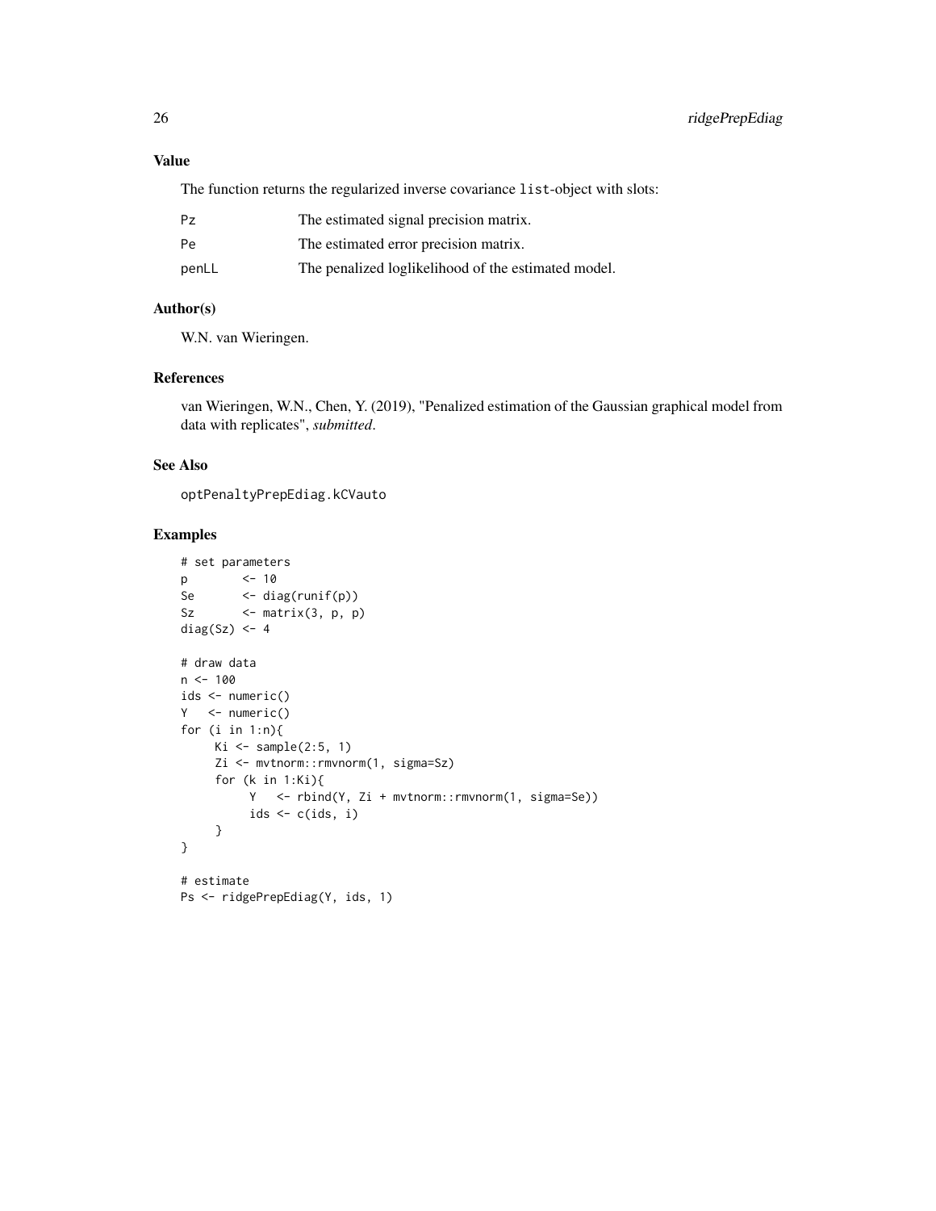### Value

The function returns the regularized inverse covariance `list`-object with slots:

| | |
|---|---|
| `Pz` | The estimated signal precision matrix. |
| `Pe` | The estimated error precision matrix. |
| `penLL` | The penalized loglikelihood of the estimated model. |

### Author(s)

W.N. van Wieringen.

### References

van Wieringen, W.N., Chen, Y. (2019), "Penalized estimation of the Gaussian graphical model from data with replicates", *submitted*.

### See Also

`optPenaltyPrepEdiag.kCVauto`

### Examples

```
# set parameters
p        <- 10
Se       <- diag(runif(p))
Sz       <- matrix(3, p, p)
diag(Sz) <- 4

# draw data
n <- 100
ids <- numeric()
Y   <- numeric()
for (i in 1:n){
     Ki <- sample(2:5, 1)
     Zi <- mvtnorm::rmvnorm(1, sigma=Sz)
     for (k in 1:Ki){
          Y   <- rbind(Y, Zi + mvtnorm::rmvnorm(1, sigma=Se))
          ids <- c(ids, i)
     }
}

# estimate
Ps <- ridgePrepEdiag(Y, ids, 1)
```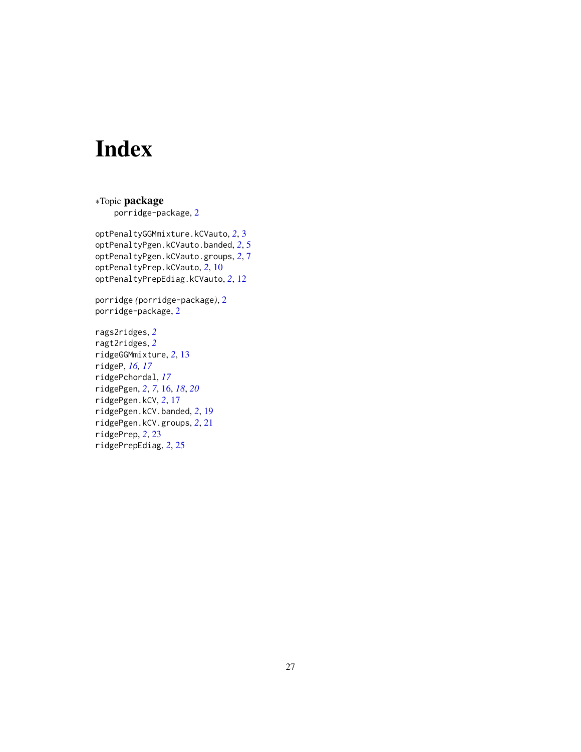# Index

∗Topic **package**

porridge-package, 2

optPenaltyGGMmixture.kCVauto, *2*, 3
optPenaltyPgen.kCVauto.banded, *2*, 5
optPenaltyPgen.kCVauto.groups, *2*, 7
optPenaltyPrep.kCVauto, *2*, 10
optPenaltyPrepEdiag.kCVauto, *2*, 12

porridge *(*porridge-package*)*, 2
porridge-package, 2

rags2ridges, *2*
ragt2ridges, *2*
ridgeGGMmixture, *2*, 13
ridgeP, *16, 17*
ridgePchordal, *17*
ridgePgen, *2*, *7*, 16, *18*, *20*
ridgePgen.kCV, *2*, 17
ridgePgen.kCV.banded, *2*, 19
ridgePgen.kCV.groups, *2*, 21
ridgePrep, *2*, 23
ridgePrepEdiag, *2*, 25